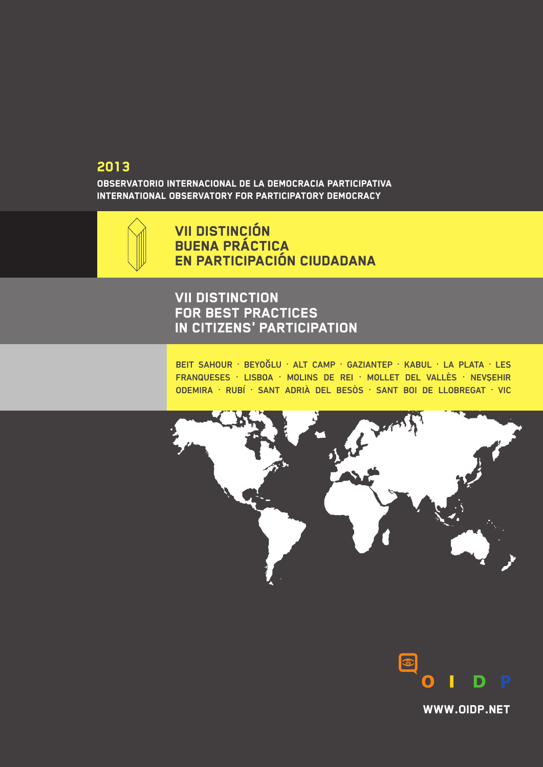**2013**

**OBSERVATORIO INTERNACIONAL DE LA DEMOCRACIA PARTICIPATIVA**
**INTERNATIONAL OBSERVATORY FOR PARTICIPATORY DEMOCRACY**

# VII DISTINCIÓN BUENA PRÁCTICA EN PARTICIPACIÓN CIUDADANA

# VII DISTINCTION FOR BEST PRACTICES IN CITIZENS' PARTICIPATION

BEIT SAHOUR · BEYOĞLU · ALT CAMP · GAZIANTEP · KABUL · LA PLATA · LES FRANQUESES · LISBOA · MOLINS DE REI · MOLLET DEL VALLÈS · NEVŞEHIR ODEMIRA · RUBÍ · SANT ADRIÀ DEL BESÒS · SANT BOI DE LLOBREGAT · VIC

OIDP

WWW.OIDP.NET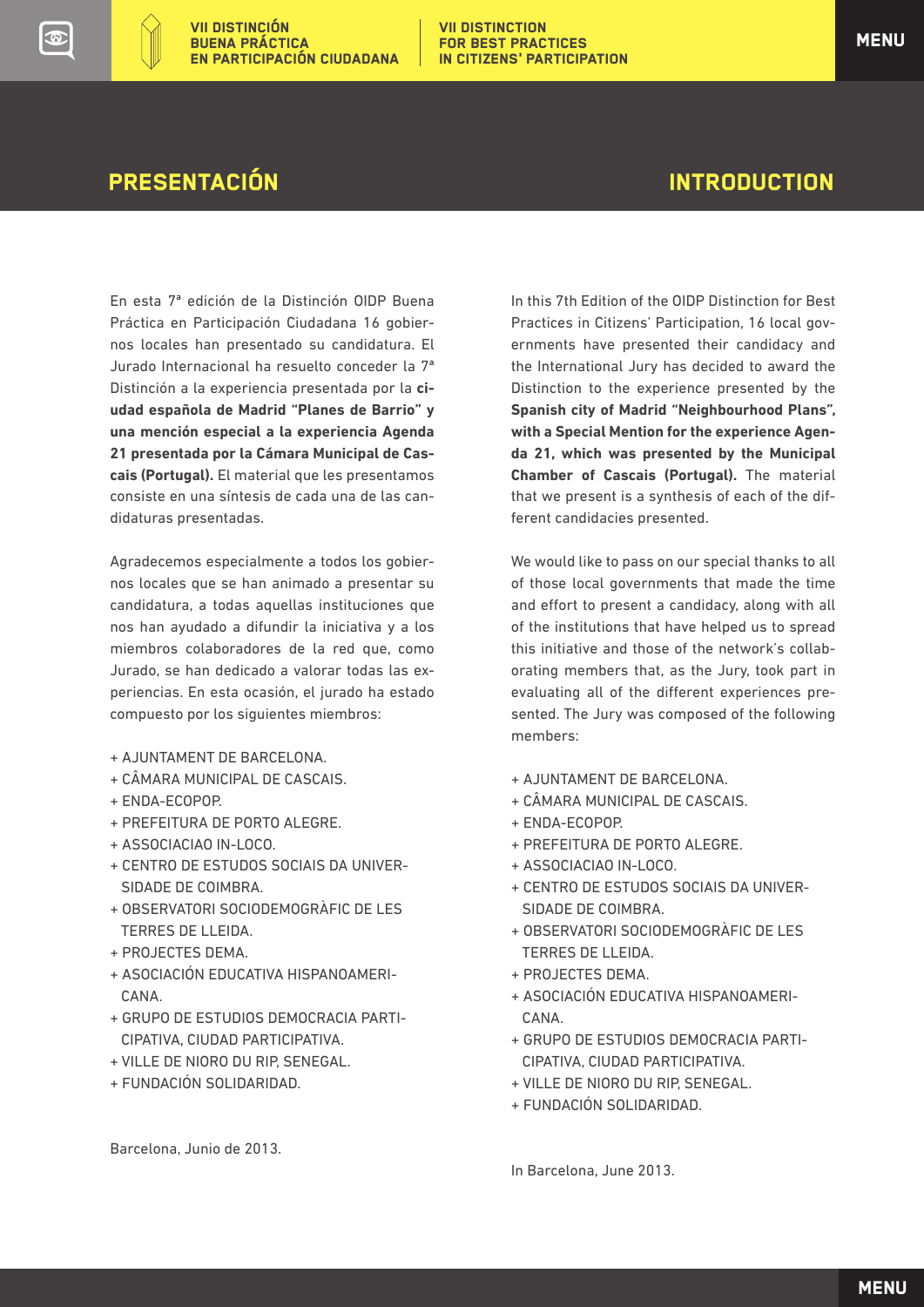## PRESENTACIÓN

En esta 7ª edición de la Distinción OIDP Buena Práctica en Participación Ciudadana 16 gobiernos locales han presentado su candidatura. El Jurado Internacional ha resuelto conceder la 7ª Distinción a la experiencia presentada por la **ciudad española de Madrid "Planes de Barrio" y una mención especial a la experiencia Agenda 21 presentada por la Cámara Municipal de Cascais (Portugal).** El material que les presentamos consiste en una síntesis de cada una de las candidaturas presentadas.

Agradecemos especialmente a todos los gobiernos locales que se han animado a presentar su candidatura, a todas aquellas instituciones que nos han ayudado a difundir la iniciativa y a los miembros colaboradores de la red que, como Jurado, se han dedicado a valorar todas las experiencias. En esta ocasión, el jurado ha estado compuesto por los siguientes miembros:

+ AJUNTAMENT DE BARCELONA.
+ CÂMARA MUNICIPAL DE CASCAIS.
+ ENDA-ECOPOP.
+ PREFEITURA DE PORTO ALEGRE.
+ ASSOCIACIAO IN-LOCO.
+ CENTRO DE ESTUDOS SOCIAIS DA UNIVERSIDADE DE COIMBRA.
+ OBSERVATORI SOCIODEMOGRÀFIC DE LES TERRES DE LLEIDA.
+ PROJECTES DEMA.
+ ASOCIACIÓN EDUCATIVA HISPANOAMERICANA.
+ GRUPO DE ESTUDIOS DEMOCRACIA PARTICIPATIVA, CIUDAD PARTICIPATIVA.
+ VILLE DE NIORO DU RIP, SENEGAL.
+ FUNDACIÓN SOLIDARIDAD.

Barcelona, Junio de 2013.

## INTRODUCTION

In this 7th Edition of the OIDP Distinction for Best Practices in Citizens' Participation, 16 local governments have presented their candidacy and the International Jury has decided to award the Distinction to the experience presented by the **Spanish city of Madrid "Neighbourhood Plans", with a Special Mention for the experience Agenda 21, which was presented by the Municipal Chamber of Cascais (Portugal).** The material that we present is a synthesis of each of the different candidacies presented.

We would like to pass on our special thanks to all of those local governments that made the time and effort to present a candidacy, along with all of the institutions that have helped us to spread this initiative and those of the network's collaborating members that, as the Jury, took part in evaluating all of the different experiences presented. The Jury was composed of the following members:

+ AJUNTAMENT DE BARCELONA.
+ CÂMARA MUNICIPAL DE CASCAIS.
+ ENDA-ECOPOP.
+ PREFEITURA DE PORTO ALEGRE.
+ ASSOCIACIAO IN-LOCO.
+ CENTRO DE ESTUDOS SOCIAIS DA UNIVERSIDADE DE COIMBRA.
+ OBSERVATORI SOCIODEMOGRÀFIC DE LES TERRES DE LLEIDA.
+ PROJECTES DEMA.
+ ASOCIACIÓN EDUCATIVA HISPANOAMERICANA.
+ GRUPO DE ESTUDIOS DEMOCRACIA PARTICIPATIVA, CIUDAD PARTICIPATIVA.
+ VILLE DE NIORO DU RIP, SENEGAL.
+ FUNDACIÓN SOLIDARIDAD.

In Barcelona, June 2013.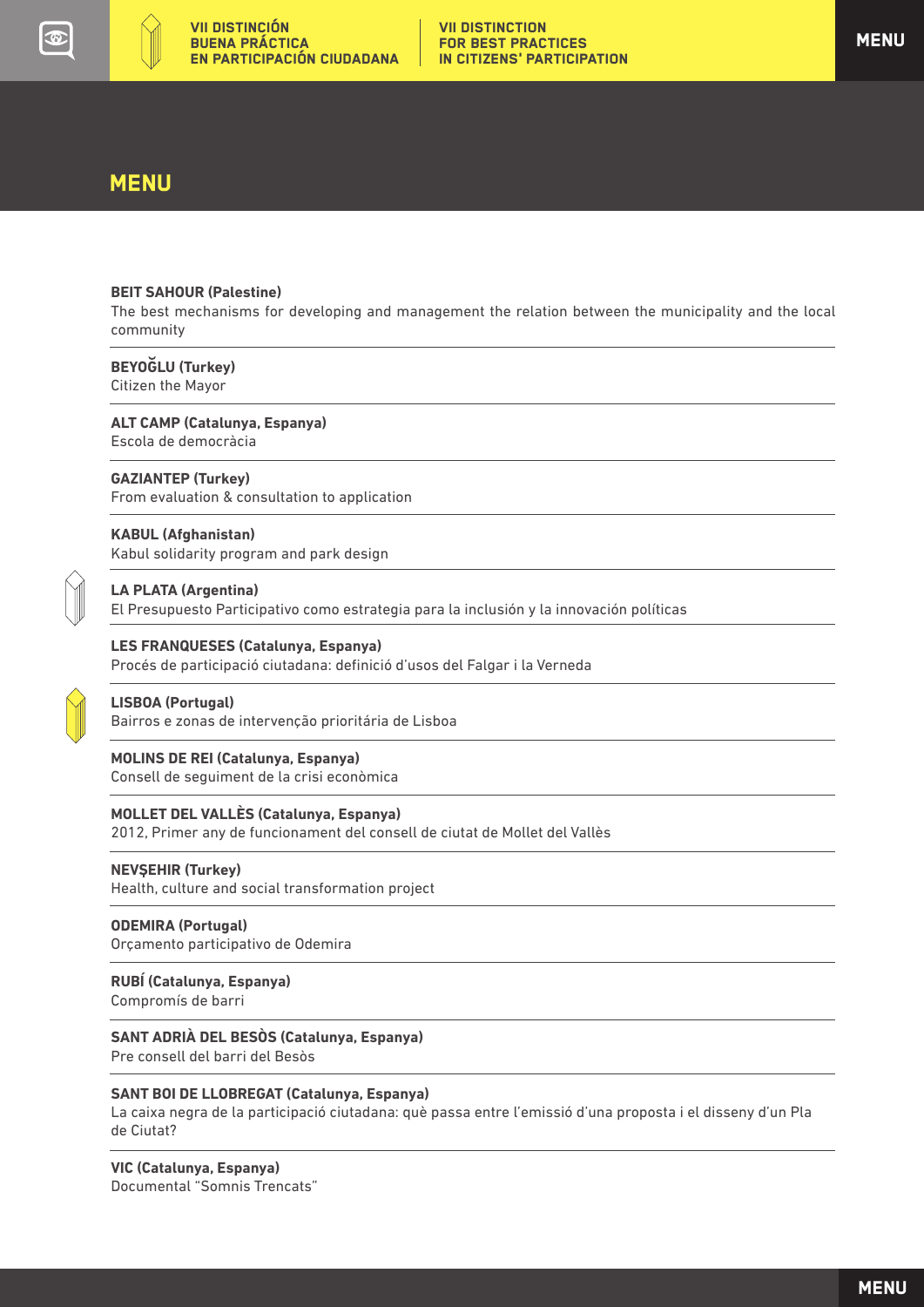# MENU

**BEIT SAHOUR (Palestine)**
The best mechanisms for developing and management the relation between the municipality and the local community

**BEYOĞLU (Turkey)**
Citizen the Mayor

**ALT CAMP (Catalunya, Espanya)**
Escola de democràcia

**GAZIANTEP (Turkey)**
From evaluation & consultation to application

**KABUL (Afghanistan)**
Kabul solidarity program and park design

**LA PLATA (Argentina)**
El Presupuesto Participativo como estrategia para la inclusión y la innovación políticas

**LES FRANQUESES (Catalunya, Espanya)**
Procés de participació ciutadana: definició d'usos del Falgar i la Verneda

**LISBOA (Portugal)**
Bairros e zonas de intervenção prioritária de Lisboa

**MOLINS DE REI (Catalunya, Espanya)**
Consell de seguiment de la crisi econòmica

**MOLLET DEL VALLÈS (Catalunya, Espanya)**
2012, Primer any de funcionament del consell de ciutat de Mollet del Vallès

**NEVŞEHIR (Turkey)**
Health, culture and social transformation project

**ODEMIRA (Portugal)**
Orçamento participativo de Odemira

**RUBÍ (Catalunya, Espanya)**
Compromís de barri

**SANT ADRIÀ DEL BESÒS (Catalunya, Espanya)**
Pre consell del barri del Besòs

**SANT BOI DE LLOBREGAT (Catalunya, Espanya)**
La caixa negra de la participació ciutadana: què passa entre l'emissió d'una proposta i el disseny d'un Pla de Ciutat?

**VIC (Catalunya, Espanya)**
Documental "Somnis Trencats"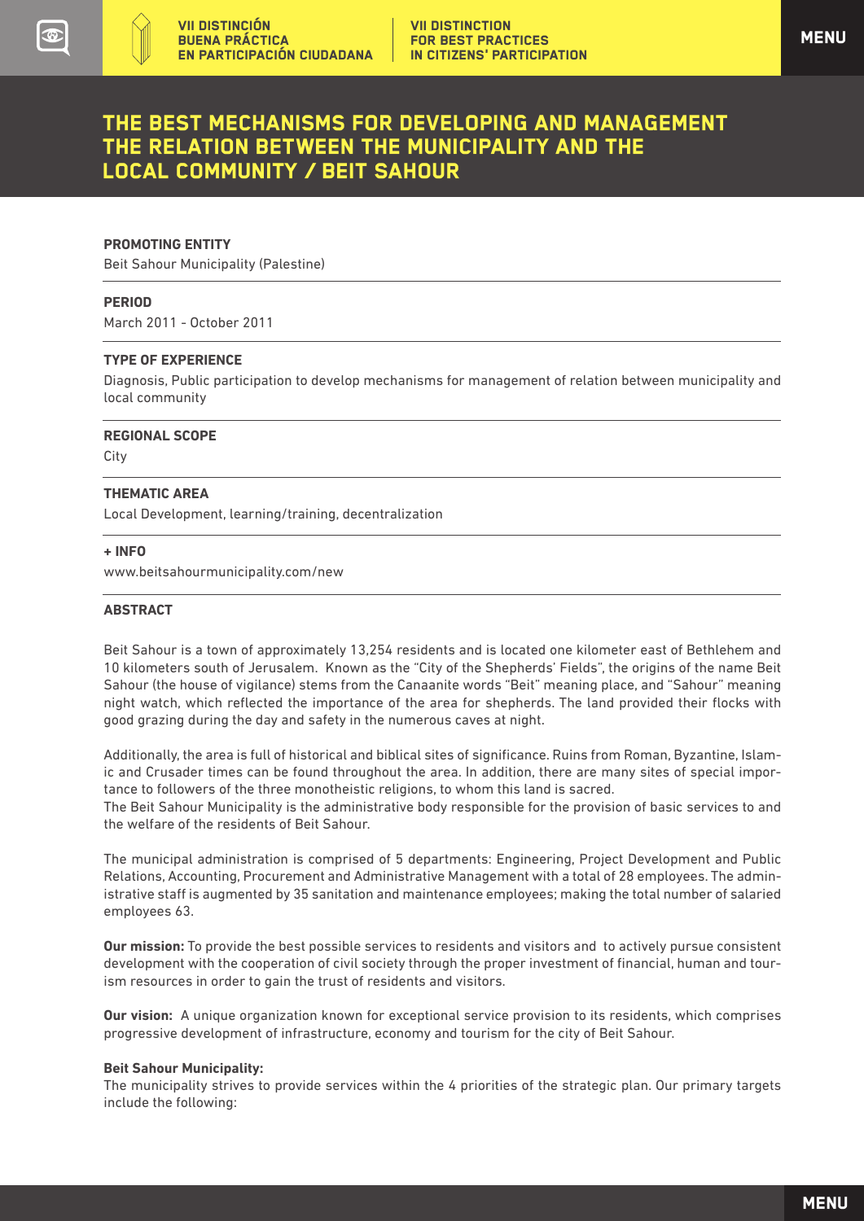# THE BEST MECHANISMS FOR DEVELOPING AND MANAGEMENT THE RELATION BETWEEN THE MUNICIPALITY AND THE LOCAL COMMUNITY / BEIT SAHOUR

**PROMOTING ENTITY**

Beit Sahour Municipality (Palestine)

**PERIOD**

March 2011 - October 2011

**TYPE OF EXPERIENCE**

Diagnosis, Public participation to develop mechanisms for management of relation between municipality and local community

**REGIONAL SCOPE**

City

**THEMATIC AREA**

Local Development, learning/training, decentralization

**+ INFO**

www.beitsahourmunicipality.com/new

**ABSTRACT**

Beit Sahour is a town of approximately 13,254 residents and is located one kilometer east of Bethlehem and 10 kilometers south of Jerusalem. Known as the "City of the Shepherds' Fields", the origins of the name Beit Sahour (the house of vigilance) stems from the Canaanite words "Beit" meaning place, and "Sahour" meaning night watch, which reflected the importance of the area for shepherds. The land provided their flocks with good grazing during the day and safety in the numerous caves at night.

Additionally, the area is full of historical and biblical sites of significance. Ruins from Roman, Byzantine, Islamic and Crusader times can be found throughout the area. In addition, there are many sites of special importance to followers of the three monotheistic religions, to whom this land is sacred.
The Beit Sahour Municipality is the administrative body responsible for the provision of basic services to and the welfare of the residents of Beit Sahour.

The municipal administration is comprised of 5 departments: Engineering, Project Development and Public Relations, Accounting, Procurement and Administrative Management with a total of 28 employees. The administrative staff is augmented by 35 sanitation and maintenance employees; making the total number of salaried employees 63.

**Our mission:** To provide the best possible services to residents and visitors and to actively pursue consistent development with the cooperation of civil society through the proper investment of financial, human and tourism resources in order to gain the trust of residents and visitors.

**Our vision:** A unique organization known for exceptional service provision to its residents, which comprises progressive development of infrastructure, economy and tourism for the city of Beit Sahour.

**Beit Sahour Municipality:**

The municipality strives to provide services within the 4 priorities of the strategic plan. Our primary targets include the following: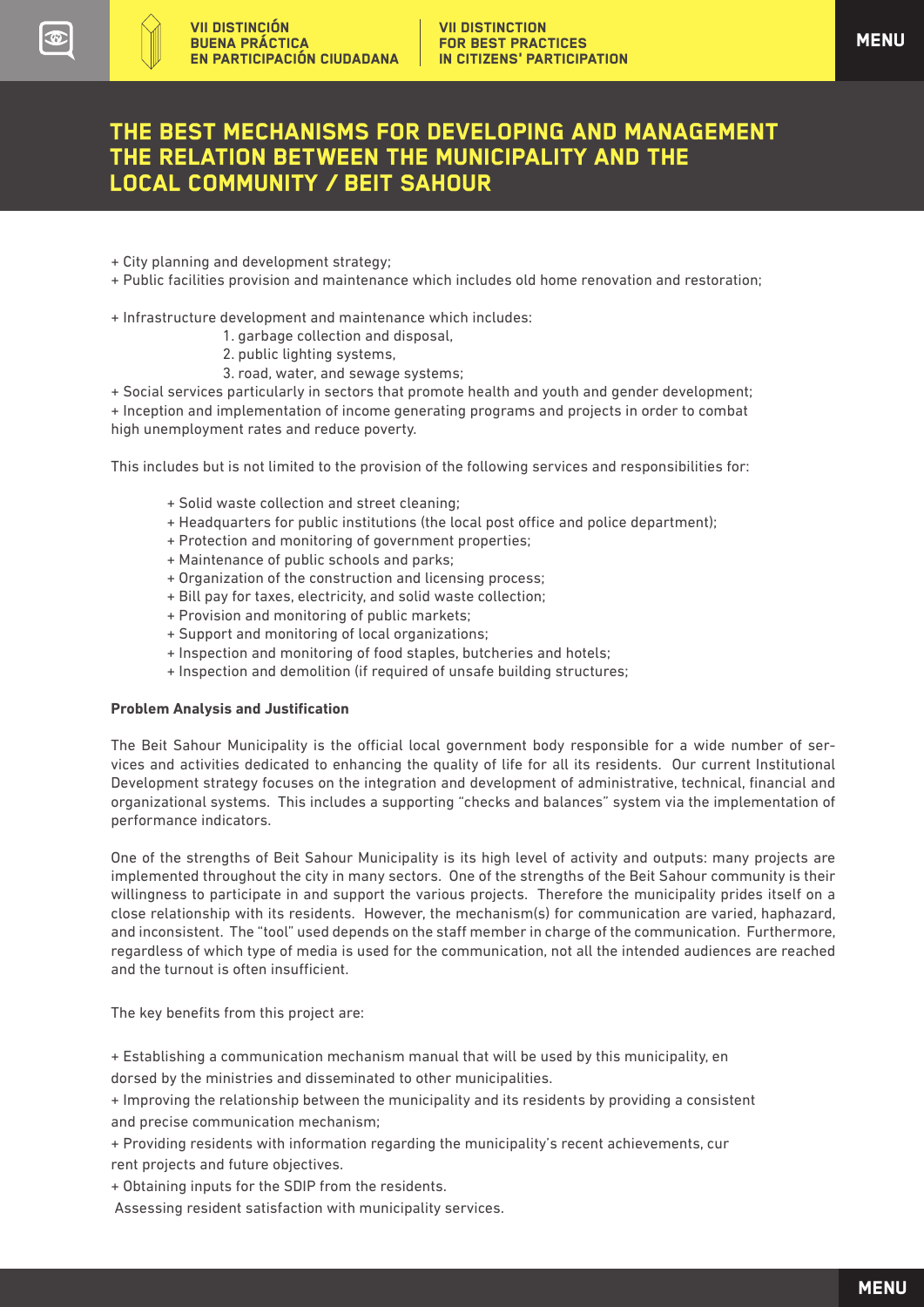# THE BEST MECHANISMS FOR DEVELOPING AND MANAGEMENT THE RELATION BETWEEN THE MUNICIPALITY AND THE LOCAL COMMUNITY / BEIT SAHOUR

+ City planning and development strategy;
+ Public facilities provision and maintenance which includes old home renovation and restoration;

+ Infrastructure development and maintenance which includes:
  1. garbage collection and disposal,
  2. public lighting systems,
  3. road, water, and sewage systems;

+ Social services particularly in sectors that promote health and youth and gender development;
+ Inception and implementation of income generating programs and projects in order to combat high unemployment rates and reduce poverty.

This includes but is not limited to the provision of the following services and responsibilities for:

+ Solid waste collection and street cleaning;
+ Headquarters for public institutions (the local post office and police department);
+ Protection and monitoring of government properties;
+ Maintenance of public schools and parks;
+ Organization of the construction and licensing process;
+ Bill pay for taxes, electricity, and solid waste collection;
+ Provision and monitoring of public markets;
+ Support and monitoring of local organizations;
+ Inspection and monitoring of food staples, butcheries and hotels;
+ Inspection and demolition (if required of unsafe building structures;

**Problem Analysis and Justification**

The Beit Sahour Municipality is the official local government body responsible for a wide number of services and activities dedicated to enhancing the quality of life for all its residents. Our current Institutional Development strategy focuses on the integration and development of administrative, technical, financial and organizational systems. This includes a supporting "checks and balances" system via the implementation of performance indicators.

One of the strengths of Beit Sahour Municipality is its high level of activity and outputs: many projects are implemented throughout the city in many sectors. One of the strengths of the Beit Sahour community is their willingness to participate in and support the various projects. Therefore the municipality prides itself on a close relationship with its residents. However, the mechanism(s) for communication are varied, haphazard, and inconsistent. The "tool" used depends on the staff member in charge of the communication. Furthermore, regardless of which type of media is used for the communication, not all the intended audiences are reached and the turnout is often insufficient.

The key benefits from this project are:

+ Establishing a communication mechanism manual that will be used by this municipality, endorsed by the ministries and disseminated to other municipalities.
+ Improving the relationship between the municipality and its residents by providing a consistent and precise communication mechanism;
+ Providing residents with information regarding the municipality's recent achievements, current projects and future objectives.
+ Obtaining inputs for the SDIP from the residents.
Assessing resident satisfaction with municipality services.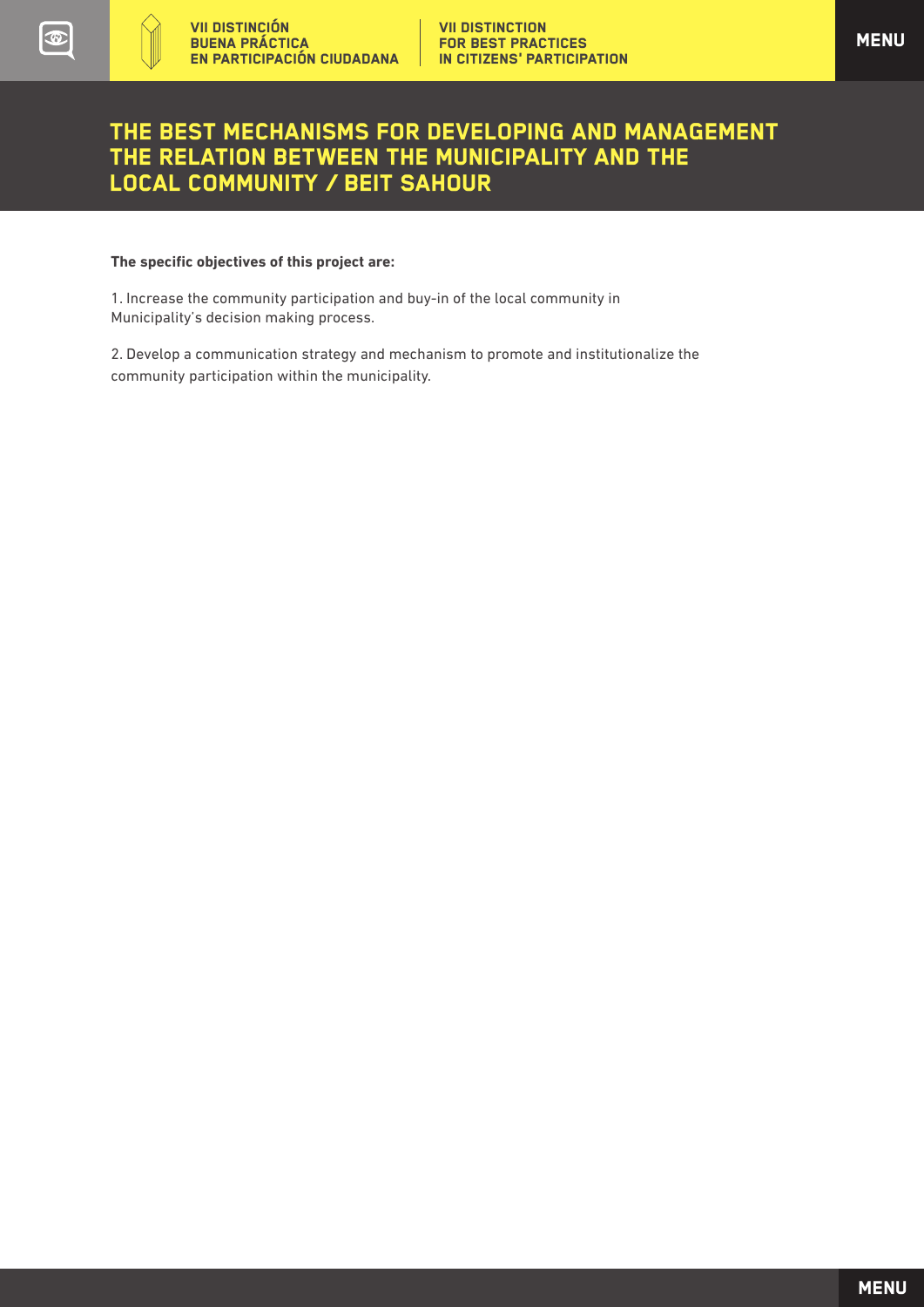# THE BEST MECHANISMS FOR DEVELOPING AND MANAGEMENT THE RELATION BETWEEN THE MUNICIPALITY AND THE LOCAL COMMUNITY / BEIT SAHOUR

**The specific objectives of this project are:**

1. Increase the community participation and buy-in of the local community in Municipality's decision making process.

2. Develop a communication strategy and mechanism to promote and institutionalize the community participation within the municipality.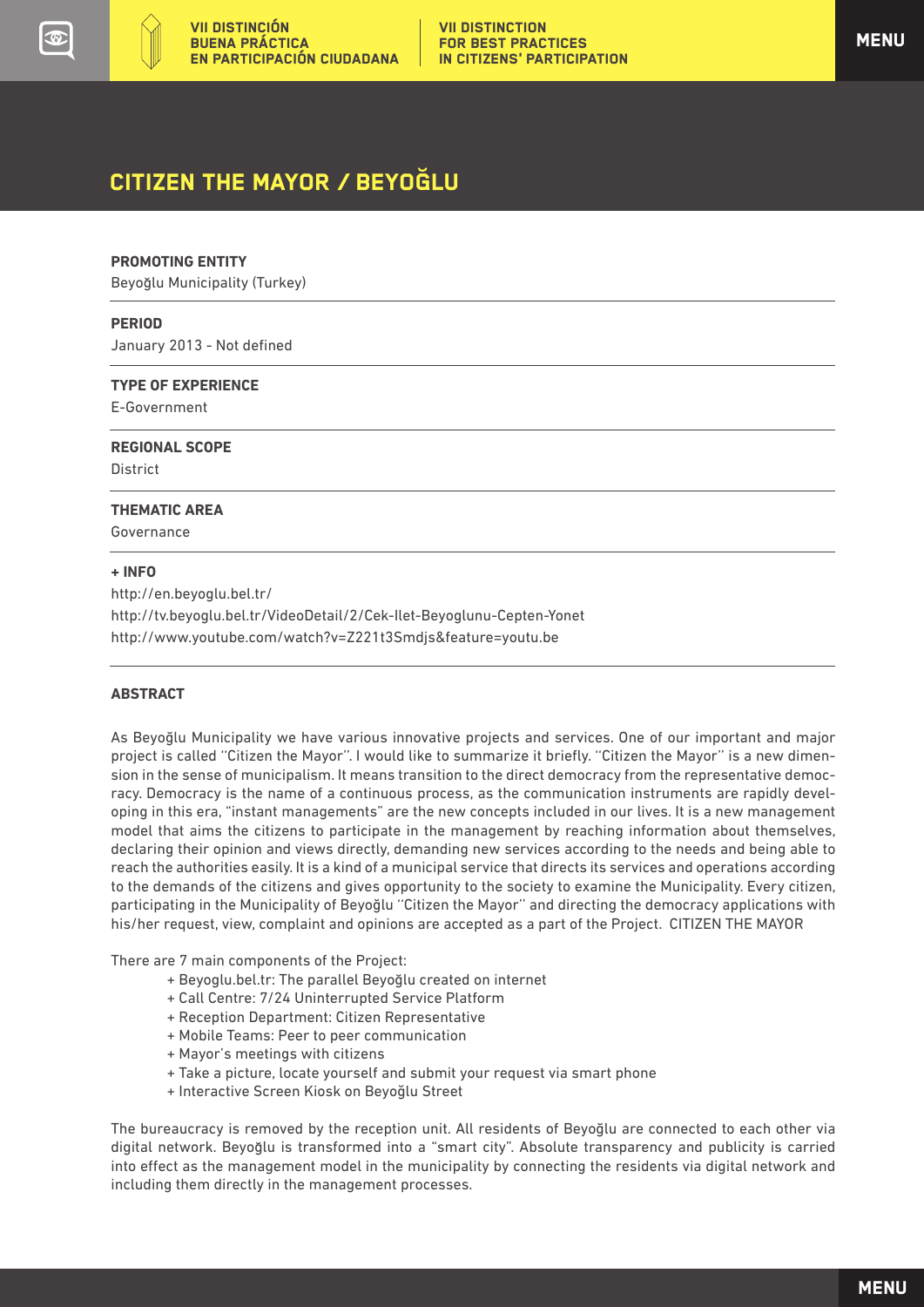# CITIZEN THE MAYOR / BEYOĞLU

**PROMOTING ENTITY**

Beyoğlu Municipality (Turkey)

**PERIOD**

January 2013 - Not defined

**TYPE OF EXPERIENCE**

E-Government

**REGIONAL SCOPE**

District

**THEMATIC AREA**

Governance

**+ INFO**

http://en.beyoglu.bel.tr/
http://tv.beyoglu.bel.tr/VideoDetail/2/Cek-Ilet-Beyoglunu-Cepten-Yonet
http://www.youtube.com/watch?v=Z221t3Smdjs&feature=youtu.be

**ABSTRACT**

As Beyoğlu Municipality we have various innovative projects and services. One of our important and major project is called "Citizen the Mayor". I would like to summarize it briefly. "Citizen the Mayor" is a new dimension in the sense of municipalism. It means transition to the direct democracy from the representative democracy. Democracy is the name of a continuous process, as the communication instruments are rapidly developing in this era, "instant managements" are the new concepts included in our lives. It is a new management model that aims the citizens to participate in the management by reaching information about themselves, declaring their opinion and views directly, demanding new services according to the needs and being able to reach the authorities easily. It is a kind of a municipal service that directs its services and operations according to the demands of the citizens and gives opportunity to the society to examine the Municipality. Every citizen, participating in the Municipality of Beyoğlu "Citizen the Mayor" and directing the democracy applications with his/her request, view, complaint and opinions are accepted as a part of the Project. CITIZEN THE MAYOR

There are 7 main components of the Project:

+ Beyoglu.bel.tr: The parallel Beyoğlu created on internet
+ Call Centre: 7/24 Uninterrupted Service Platform
+ Reception Department: Citizen Representative
+ Mobile Teams: Peer to peer communication
+ Mayor's meetings with citizens
+ Take a picture, locate yourself and submit your request via smart phone
+ Interactive Screen Kiosk on Beyoğlu Street

The bureaucracy is removed by the reception unit. All residents of Beyoğlu are connected to each other via digital network. Beyoğlu is transformed into a "smart city". Absolute transparency and publicity is carried into effect as the management model in the municipality by connecting the residents via digital network and including them directly in the management processes.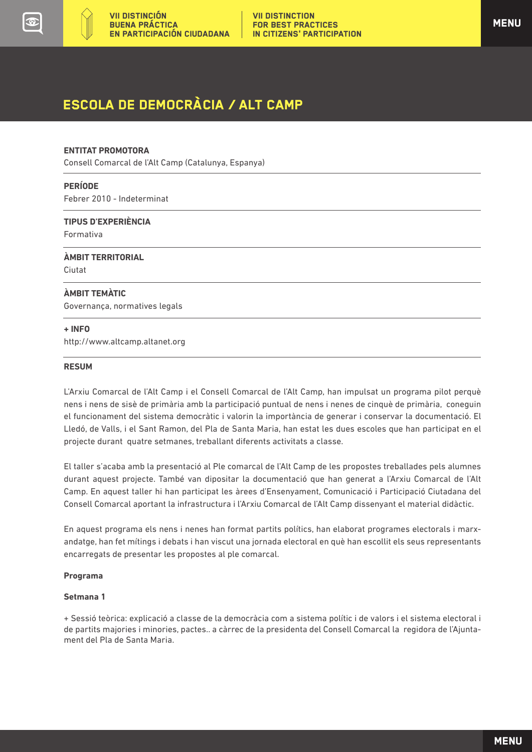# ESCOLA DE DEMOCRÀCIA / ALT CAMP

**ENTITAT PROMOTORA**
Consell Comarcal de l'Alt Camp (Catalunya, Espanya)

**PERÍODE**
Febrer 2010 - Indeterminat

**TIPUS D'EXPERIÈNCIA**
Formativa

**ÀMBIT TERRITORIAL**
Ciutat

**ÀMBIT TEMÀTIC**
Governança, normatives legals

**+ INFO**
http://www.altcamp.altanet.org

**RESUM**

L'Arxiu Comarcal de l'Alt Camp i el Consell Comarcal de l'Alt Camp, han impulsat un programa pilot perquè nens i nens de sisè de primària amb la participació puntual de nens i nenes de cinquè de primària, coneguin el funcionament del sistema democràtic i valorin la importància de generar i conservar la documentació. El Lledó, de Valls, i el Sant Ramon, del Pla de Santa Maria, han estat les dues escoles que han participat en el projecte durant quatre setmanes, treballant diferents activitats a classe.

El taller s'acaba amb la presentació al Ple comarcal de l'Alt Camp de les propostes treballades pels alumnes durant aquest projecte. També van dipositar la documentació que han generat a l'Arxiu Comarcal de l'Alt Camp. En aquest taller hi han participat les àrees d'Ensenyament, Comunicació i Participació Ciutadana del Consell Comarcal aportant la infrastructura i l'Arxiu Comarcal de l'Alt Camp dissenyant el material didàctic.

En aquest programa els nens i nenes han format partits polítics, han elaborat programes electorals i marxandatge, han fet mítings i debats i han viscut una jornada electoral en què han escollit els seus representants encarregats de presentar les propostes al ple comarcal.

**Programa**

**Setmana 1**

+ Sessió teòrica: explicació a classe de la democràcia com a sistema polític i de valors i el sistema electoral i de partits majories i minories, pactes.. a càrrec de la presidenta del Consell Comarcal la regidora de l'Ajuntament del Pla de Santa Maria.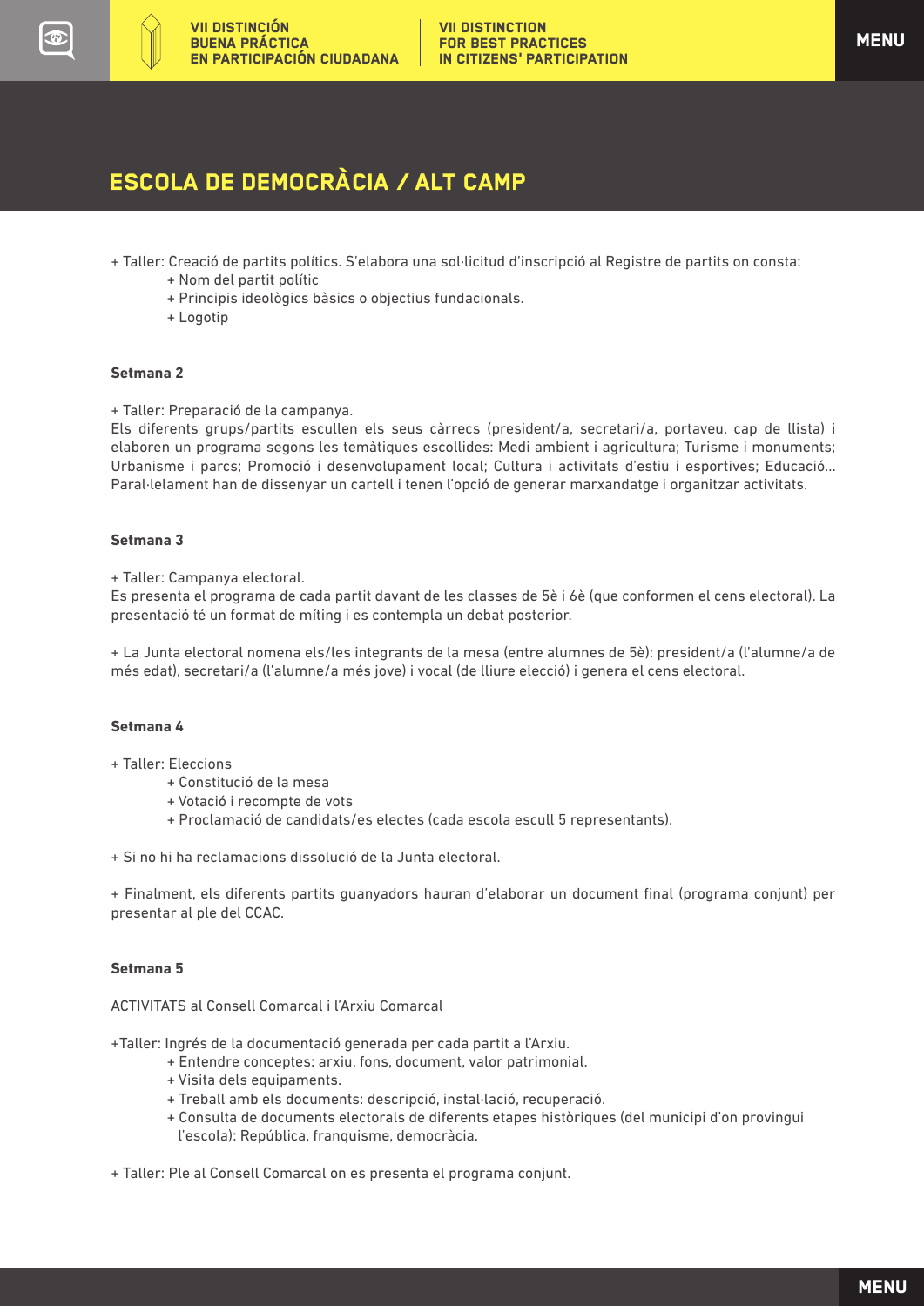## ESCOLA DE DEMOCRÀCIA / ALT CAMP

+ Taller: Creació de partits polítics. S'elabora una sol·licitud d'inscripció al Registre de partits on consta:
    + Nom del partit polític
    + Principis ideològics bàsics o objectius fundacionals.
    + Logotip

**Setmana 2**

+ Taller: Preparació de la campanya.

Els diferents grups/partits escullen els seus càrrecs (president/a, secretari/a, portaveu, cap de llista) i elaboren un programa segons les temàtiques escollides: Medi ambient i agricultura; Turisme i monuments; Urbanisme i parcs; Promoció i desenvolupament local; Cultura i activitats d'estiu i esportives; Educació... Paral·lelament han de dissenyar un cartell i tenen l'opció de generar marxandatge i organitzar activitats.

**Setmana 3**

+ Taller: Campanya electoral.

Es presenta el programa de cada partit davant de les classes de 5è i 6è (que conformen el cens electoral). La presentació té un format de míting i es contempla un debat posterior.

+ La Junta electoral nomena els/les integrants de la mesa (entre alumnes de 5è): president/a (l'alumne/a de més edat), secretari/a (l'alumne/a més jove) i vocal (de lliure elecció) i genera el cens electoral.

**Setmana 4**

+ Taller: Eleccions
    + Constitució de la mesa
    + Votació i recompte de vots
    + Proclamació de candidats/es electes (cada escola escull 5 representants).

+ Si no hi ha reclamacions dissolució de la Junta electoral.

+ Finalment, els diferents partits guanyadors hauran d'elaborar un document final (programa conjunt) per presentar al ple del CCAC.

**Setmana 5**

ACTIVITATS al Consell Comarcal i l'Arxiu Comarcal

+Taller: Ingrés de la documentació generada per cada partit a l'Arxiu.
    + Entendre conceptes: arxiu, fons, document, valor patrimonial.
    + Visita dels equipaments.
    + Treball amb els documents: descripció, instal·lació, recuperació.
    + Consulta de documents electorals de diferents etapes històriques (del municipi d'on provingui l'escola): República, franquisme, democràcia.

+ Taller: Ple al Consell Comarcal on es presenta el programa conjunt.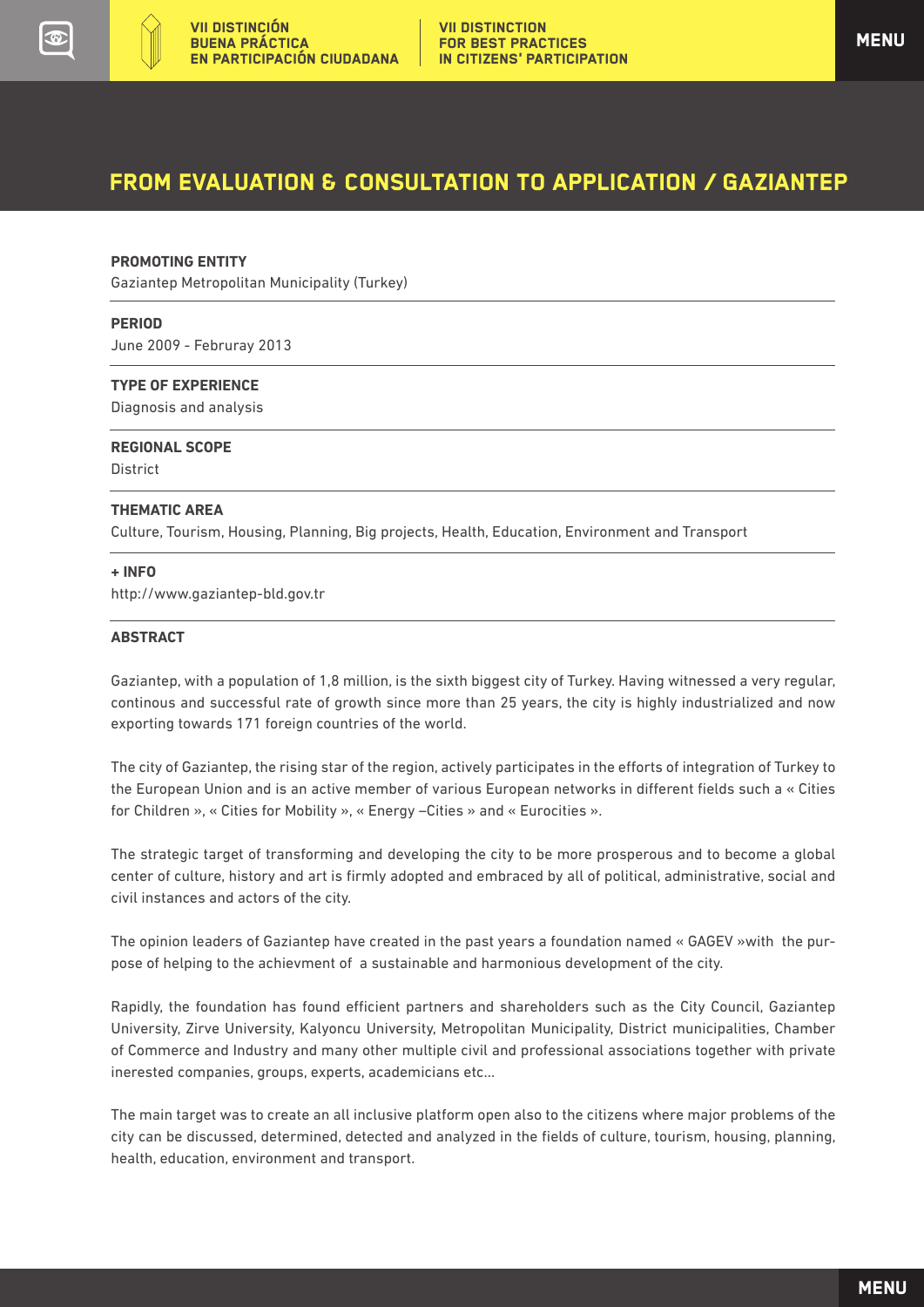# FROM EVALUATION & CONSULTATION TO APPLICATION / GAZIANTEP

**PROMOTING ENTITY**

Gaziantep Metropolitan Municipality (Turkey)

**PERIOD**

June 2009 - Februray 2013

**TYPE OF EXPERIENCE**

Diagnosis and analysis

**REGIONAL SCOPE**

District

**THEMATIC AREA**

Culture, Tourism, Housing, Planning, Big projects, Health, Education, Environment and Transport

**+ INFO**

http://www.gaziantep-bld.gov.tr

**ABSTRACT**

Gaziantep, with a population of 1,8 million, is the sixth biggest city of Turkey. Having witnessed a very regular, continous and successful rate of growth since more than 25 years, the city is highly industrialized and now exporting towards 171 foreign countries of the world.

The city of Gaziantep, the rising star of the region, actively participates in the efforts of integration of Turkey to the European Union and is an active member of various European networks in different fields such a « Cities for Children », « Cities for Mobility », « Energy –Cities » and « Eurocities ».

The strategic target of transforming and developing the city to be more prosperous and to become a global center of culture, history and art is firmly adopted and embraced by all of political, administrative, social and civil instances and actors of the city.

The opinion leaders of Gaziantep have created in the past years a foundation named « GAGEV »with the purpose of helping to the achievment of a sustainable and harmonious development of the city.

Rapidly, the foundation has found efficient partners and shareholders such as the City Council, Gaziantep University, Zirve University, Kalyoncu University, Metropolitan Municipality, District municipalities, Chamber of Commerce and Industry and many other multiple civil and professional associations together with private inerested companies, groups, experts, academicians etc...

The main target was to create an all inclusive platform open also to the citizens where major problems of the city can be discussed, determined, detected and analyzed in the fields of culture, tourism, housing, planning, health, education, environment and transport.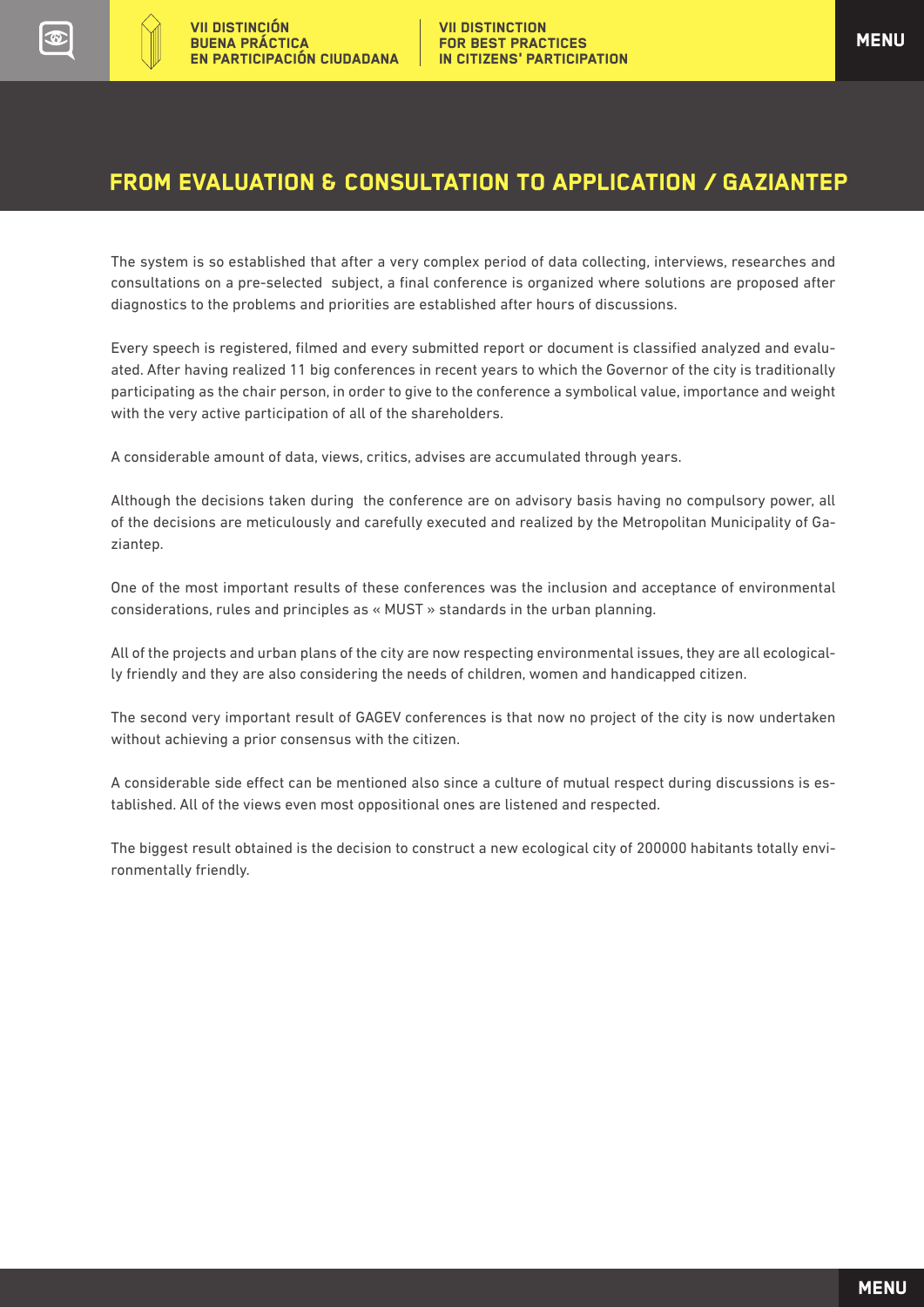## FROM EVALUATION & CONSULTATION TO APPLICATION / GAZIANTEP

The system is so established that after a very complex period of data collecting, interviews, researches and consultations on a pre-selected subject, a final conference is organized where solutions are proposed after diagnostics to the problems and priorities are established after hours of discussions.

Every speech is registered, filmed and every submitted report or document is classified analyzed and evaluated. After having realized 11 big conferences in recent years to which the Governor of the city is traditionally participating as the chair person, in order to give to the conference a symbolical value, importance and weight with the very active participation of all of the shareholders.

A considerable amount of data, views, critics, advises are accumulated through years.

Although the decisions taken during the conference are on advisory basis having no compulsory power, all of the decisions are meticulously and carefully executed and realized by the Metropolitan Municipality of Gaziantep.

One of the most important results of these conferences was the inclusion and acceptance of environmental considerations, rules and principles as « MUST » standards in the urban planning.

All of the projects and urban plans of the city are now respecting environmental issues, they are all ecologically friendly and they are also considering the needs of children, women and handicapped citizen.

The second very important result of GAGEV conferences is that now no project of the city is now undertaken without achieving a prior consensus with the citizen.

A considerable side effect can be mentioned also since a culture of mutual respect during discussions is established. All of the views even most oppositional ones are listened and respected.

The biggest result obtained is the decision to construct a new ecological city of 200000 habitants totally environmentally friendly.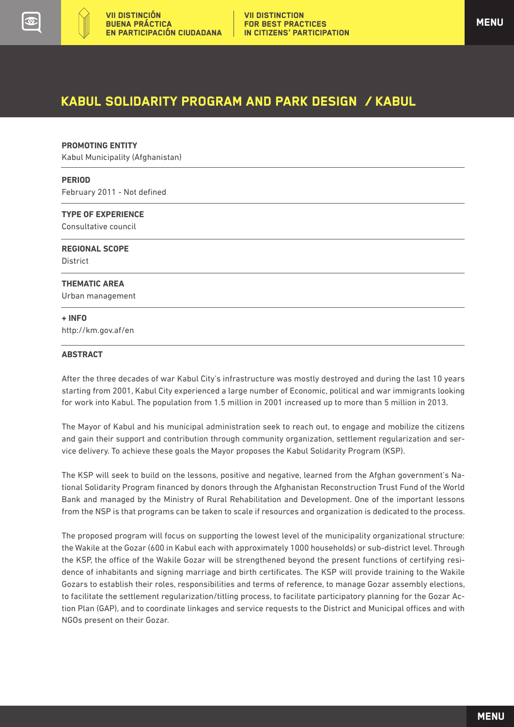# KABUL SOLIDARITY PROGRAM AND PARK DESIGN / KABUL

**PROMOTING ENTITY**
Kabul Municipality (Afghanistan)

**PERIOD**
February 2011 - Not defined

**TYPE OF EXPERIENCE**
Consultative council

**REGIONAL SCOPE**
District

**THEMATIC AREA**
Urban management

**+ INFO**
http://km.gov.af/en

**ABSTRACT**

After the three decades of war Kabul City's infrastructure was mostly destroyed and during the last 10 years starting from 2001, Kabul City experienced a large number of Economic, political and war immigrants looking for work into Kabul. The population from 1.5 million in 2001 increased up to more than 5 million in 2013.

The Mayor of Kabul and his municipal administration seek to reach out, to engage and mobilize the citizens and gain their support and contribution through community organization, settlement regularization and service delivery. To achieve these goals the Mayor proposes the Kabul Solidarity Program (KSP).

The KSP will seek to build on the lessons, positive and negative, learned from the Afghan government's National Solidarity Program financed by donors through the Afghanistan Reconstruction Trust Fund of the World Bank and managed by the Ministry of Rural Rehabilitation and Development. One of the important lessons from the NSP is that programs can be taken to scale if resources and organization is dedicated to the process.

The proposed program will focus on supporting the lowest level of the municipality organizational structure: the Wakile at the Gozar (600 in Kabul each with approximately 1000 households) or sub-district level. Through the KSP, the office of the Wakile Gozar will be strengthened beyond the present functions of certifying residence of inhabitants and signing marriage and birth certificates. The KSP will provide training to the Wakile Gozars to establish their roles, responsibilities and terms of reference, to manage Gozar assembly elections, to facilitate the settlement regularization/titling process, to facilitate participatory planning for the Gozar Action Plan (GAP), and to coordinate linkages and service requests to the District and Municipal offices and with NGOs present on their Gozar.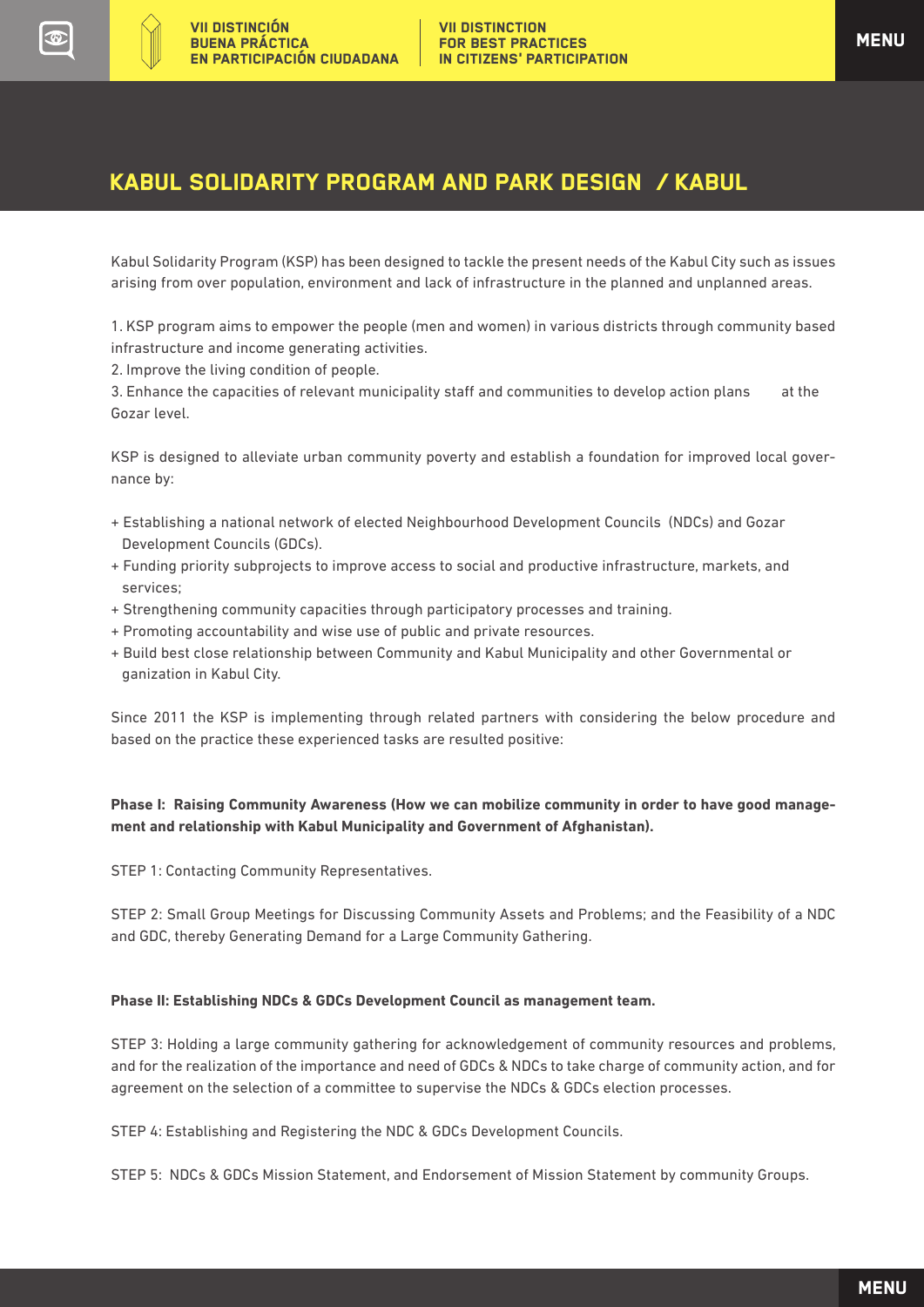## KABUL SOLIDARITY PROGRAM AND PARK DESIGN / KABUL

Kabul Solidarity Program (KSP) has been designed to tackle the present needs of the Kabul City such as issues arising from over population, environment and lack of infrastructure in the planned and unplanned areas.

1. KSP program aims to empower the people (men and women) in various districts through community based infrastructure and income generating activities.
2. Improve the living condition of people.
3. Enhance the capacities of relevant municipality staff and communities to develop action plans at the Gozar level.

KSP is designed to alleviate urban community poverty and establish a foundation for improved local governance by:

+ Establishing a national network of elected Neighbourhood Development Councils (NDCs) and Gozar Development Councils (GDCs).
+ Funding priority subprojects to improve access to social and productive infrastructure, markets, and services;
+ Strengthening community capacities through participatory processes and training.
+ Promoting accountability and wise use of public and private resources.
+ Build best close relationship between Community and Kabul Municipality and other Governmental or ganization in Kabul City.

Since 2011 the KSP is implementing through related partners with considering the below procedure and based on the practice these experienced tasks are resulted positive:

**Phase I: Raising Community Awareness (How we can mobilize community in order to have good management and relationship with Kabul Municipality and Government of Afghanistan).**

STEP 1: Contacting Community Representatives.

STEP 2: Small Group Meetings for Discussing Community Assets and Problems; and the Feasibility of a NDC and GDC, thereby Generating Demand for a Large Community Gathering.

**Phase II: Establishing NDCs & GDCs Development Council as management team.**

STEP 3: Holding a large community gathering for acknowledgement of community resources and problems, and for the realization of the importance and need of GDCs & NDCs to take charge of community action, and for agreement on the selection of a committee to supervise the NDCs & GDCs election processes.

STEP 4: Establishing and Registering the NDC & GDCs Development Councils.

STEP 5: NDCs & GDCs Mission Statement, and Endorsement of Mission Statement by community Groups.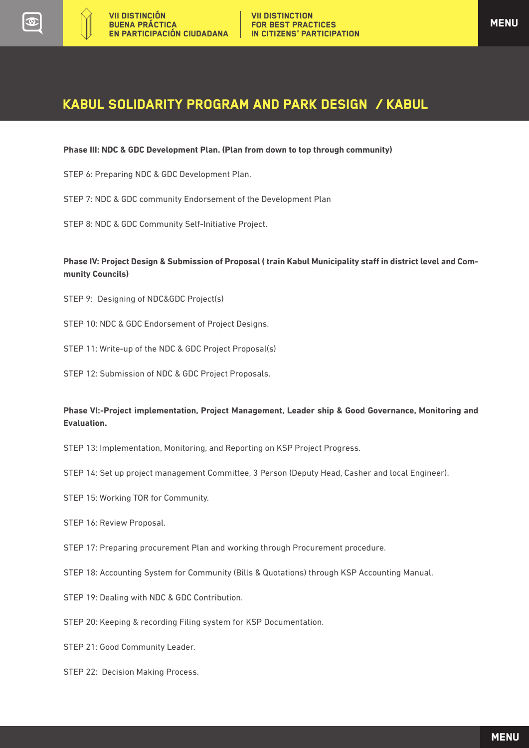## KABUL SOLIDARITY PROGRAM AND PARK DESIGN / KABUL

**Phase III: NDC & GDC Development Plan. (Plan from down to top through community)**

STEP 6: Preparing NDC & GDC Development Plan.

STEP 7: NDC & GDC community Endorsement of the Development Plan

STEP 8: NDC & GDC Community Self-Initiative Project.

**Phase IV: Project Design & Submission of Proposal ( train Kabul Municipality staff in district level and Community Councils)**

STEP 9: Designing of NDC&GDC Project(s)

STEP 10: NDC & GDC Endorsement of Project Designs.

STEP 11: Write-up of the NDC & GDC Project Proposal(s)

STEP 12: Submission of NDC & GDC Project Proposals.

**Phase VI:-Project implementation, Project Management, Leader ship & Good Governance, Monitoring and Evaluation.**

STEP 13: Implementation, Monitoring, and Reporting on KSP Project Progress.

STEP 14: Set up project management Committee, 3 Person (Deputy Head, Casher and local Engineer).

STEP 15: Working TOR for Community.

STEP 16: Review Proposal.

STEP 17: Preparing procurement Plan and working through Procurement procedure.

STEP 18: Accounting System for Community (Bills & Quotations) through KSP Accounting Manual.

STEP 19: Dealing with NDC & GDC Contribution.

STEP 20: Keeping & recording Filing system for KSP Documentation.

STEP 21: Good Community Leader.

STEP 22: Decision Making Process.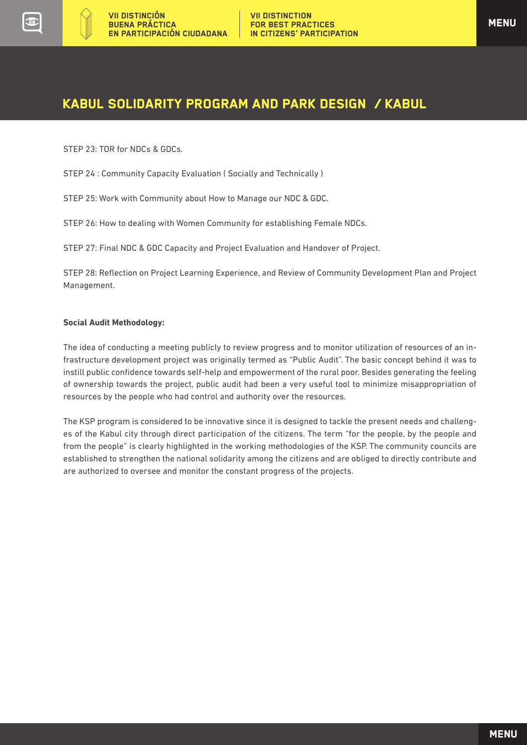STEP 23: TOR for NDCs & GDCs.

STEP 24 : Community Capacity Evaluation ( Socially and Technically )

STEP 25: Work with Community about How to Manage our NDC & GDC.

STEP 26: How to dealing with Women Community for establishing Female NDCs.

STEP 27: Final NDC & GDC Capacity and Project Evaluation and Handover of Project.

STEP 28: Reflection on Project Learning Experience, and Review of Community Development Plan and Project Management.

**Social Audit Methodology:**

The idea of conducting a meeting publicly to review progress and to monitor utilization of resources of an infrastructure development project was originally termed as "Public Audit". The basic concept behind it was to instill public confidence towards self-help and empowerment of the rural poor. Besides generating the feeling of ownership towards the project, public audit had been a very useful tool to minimize misappropriation of resources by the people who had control and authority over the resources.

The KSP program is considered to be innovative since it is designed to tackle the present needs and challenges of the Kabul city through direct participation of the citizens. The term "for the people, by the people and from the people" is clearly highlighted in the working methodologies of the KSP. The community councils are established to strengthen the national solidarity among the citizens and are obliged to directly contribute and are authorized to oversee and monitor the constant progress of the projects.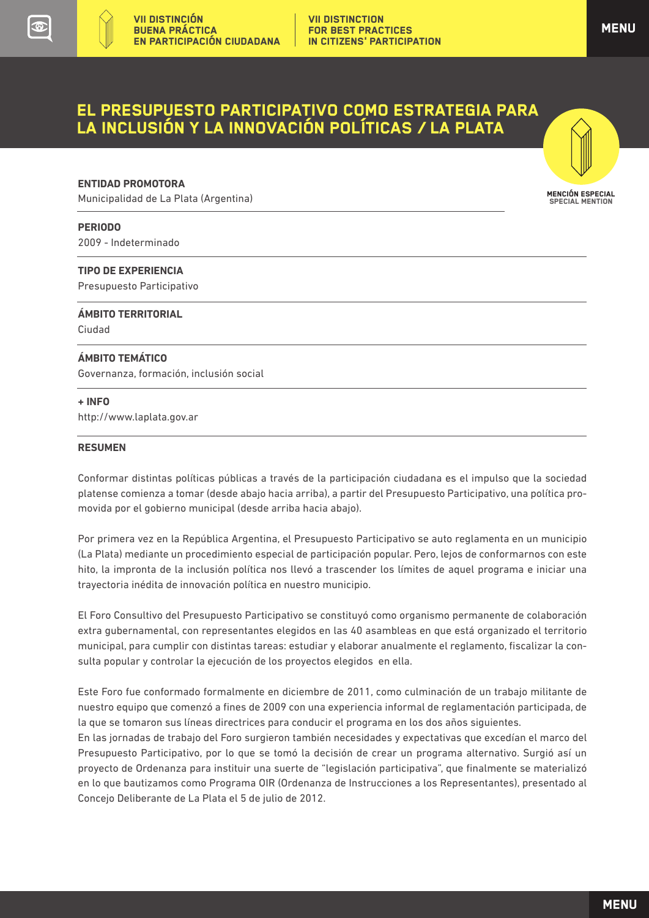# EL PRESUPUESTO PARTICIPATIVO COMO ESTRATEGIA PARA LA INCLUSIÓN Y LA INNOVACIÓN POLÍTICAS / LA PLATA

MENCIÓN ESPECIAL
SPECIAL MENTION

**ENTIDAD PROMOTORA**
Municipalidad de La Plata (Argentina)

**PERIODO**
2009 - Indeterminado

**TIPO DE EXPERIENCIA**
Presupuesto Participativo

**ÁMBITO TERRITORIAL**
Ciudad

**ÁMBITO TEMÁTICO**
Governanza, formación, inclusión social

**+ INFO**
http://www.laplata.gov.ar

**RESUMEN**

Conformar distintas políticas públicas a través de la participación ciudadana es el impulso que la sociedad platense comienza a tomar (desde abajo hacia arriba), a partir del Presupuesto Participativo, una política promovida por el gobierno municipal (desde arriba hacia abajo).

Por primera vez en la República Argentina, el Presupuesto Participativo se auto reglamenta en un municipio (La Plata) mediante un procedimiento especial de participación popular. Pero, lejos de conformarnos con este hito, la impronta de la inclusión política nos llevó a trascender los límites de aquel programa e iniciar una trayectoria inédita de innovación política en nuestro municipio.

El Foro Consultivo del Presupuesto Participativo se constituyó como organismo permanente de colaboración extra gubernamental, con representantes elegidos en las 40 asambleas en que está organizado el territorio municipal, para cumplir con distintas tareas: estudiar y elaborar anualmente el reglamento, fiscalizar la consulta popular y controlar la ejecución de los proyectos elegidos en ella.

Este Foro fue conformado formalmente en diciembre de 2011, como culminación de un trabajo militante de nuestro equipo que comenzó a fines de 2009 con una experiencia informal de reglamentación participada, de la que se tomaron sus líneas directrices para conducir el programa en los dos años siguientes.

En las jornadas de trabajo del Foro surgieron también necesidades y expectativas que excedían el marco del Presupuesto Participativo, por lo que se tomó la decisión de crear un programa alternativo. Surgió así un proyecto de Ordenanza para instituir una suerte de "legislación participativa", que finalmente se materializó en lo que bautizamos como Programa OIR (Ordenanza de Instrucciones a los Representantes), presentado al Concejo Deliberante de La Plata el 5 de julio de 2012.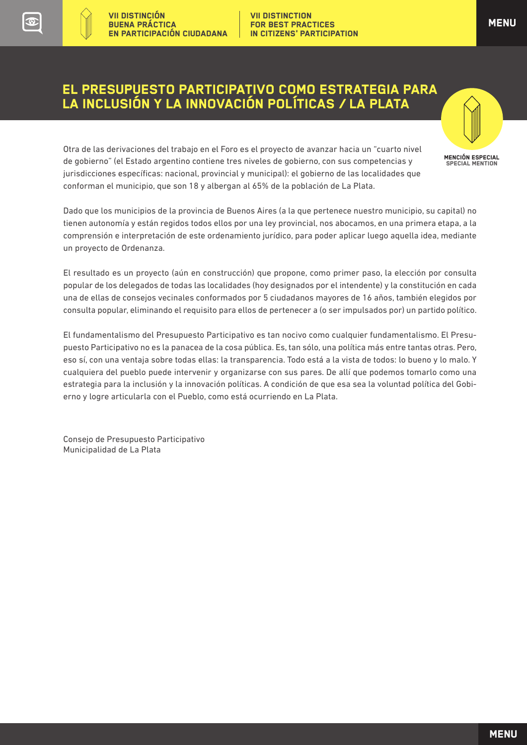# EL PRESUPUESTO PARTICIPATIVO COMO ESTRATEGIA PARA LA INCLUSIÓN Y LA INNOVACIÓN POLÍTICAS / LA PLATA

MENCIÓN ESPECIAL
SPECIAL MENTION

Otra de las derivaciones del trabajo en el Foro es el proyecto de avanzar hacia un "cuarto nivel de gobierno" (el Estado argentino contiene tres niveles de gobierno, con sus competencias y jurisdicciones específicas: nacional, provincial y municipal): el gobierno de las localidades que conforman el municipio, que son 18 y albergan al 65% de la población de La Plata.

Dado que los municipios de la provincia de Buenos Aires (a la que pertenece nuestro municipio, su capital) no tienen autonomía y están regidos todos ellos por una ley provincial, nos abocamos, en una primera etapa, a la comprensión e interpretación de este ordenamiento jurídico, para poder aplicar luego aquella idea, mediante un proyecto de Ordenanza.

El resultado es un proyecto (aún en construcción) que propone, como primer paso, la elección por consulta popular de los delegados de todas las localidades (hoy designados por el intendente) y la constitución en cada una de ellas de consejos vecinales conformados por 5 ciudadanos mayores de 16 años, también elegidos por consulta popular, eliminando el requisito para ellos de pertenecer a (o ser impulsados por) un partido político.

El fundamentalismo del Presupuesto Participativo es tan nocivo como cualquier fundamentalismo. El Presupuesto Participativo no es la panacea de la cosa pública. Es, tan sólo, una política más entre tantas otras. Pero, eso sí, con una ventaja sobre todas ellas: la transparencia. Todo está a la vista de todos: lo bueno y lo malo. Y cualquiera del pueblo puede intervenir y organizarse con sus pares. De allí que podemos tomarlo como una estrategia para la inclusión y la innovación políticas. A condición de que esa sea la voluntad política del Gobierno y logre articularla con el Pueblo, como está ocurriendo en La Plata.

Consejo de Presupuesto Participativo
Municipalidad de La Plata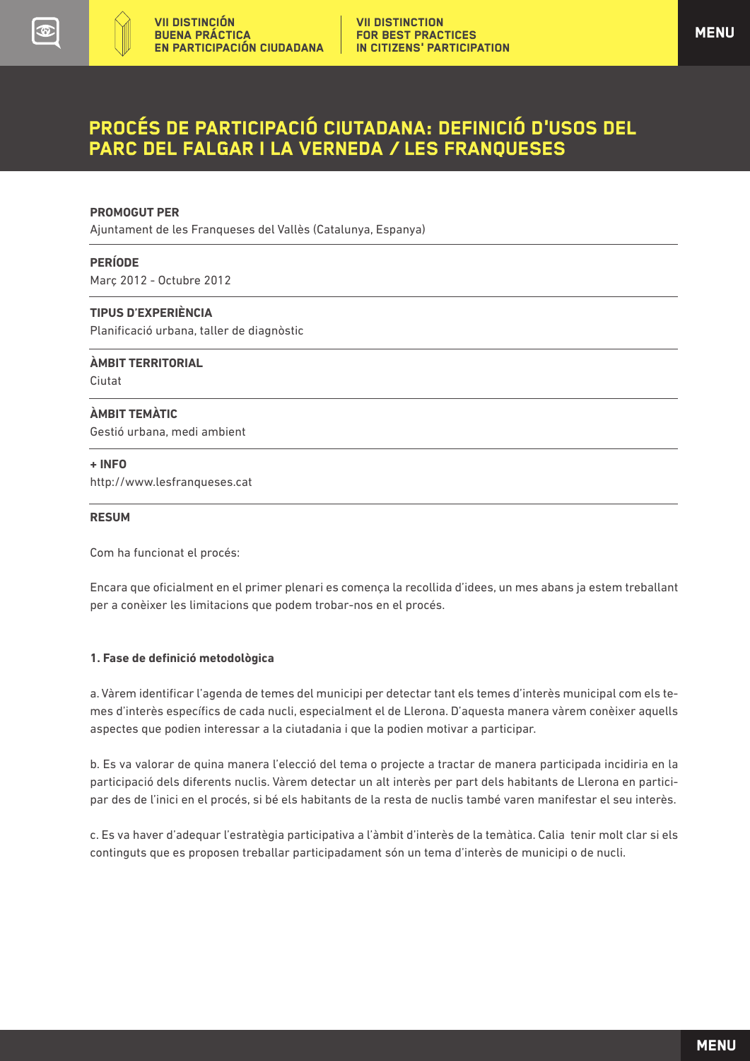# PROCÉS DE PARTICIPACIÓ CIUTADANA: DEFINICIÓ D'USOS DEL PARC DEL FALGAR I LA VERNEDA / LES FRANQUESES

**PROMOGUT PER**

Ajuntament de les Franqueses del Vallès (Catalunya, Espanya)

**PERÍODE**

Març 2012 - Octubre 2012

**TIPUS D'EXPERIÈNCIA**

Planificació urbana, taller de diagnòstic

**ÀMBIT TERRITORIAL**

Ciutat

**ÀMBIT TEMÀTIC**

Gestió urbana, medi ambient

**+ INFO**

http://www.lesfranqueses.cat

**RESUM**

Com ha funcionat el procés:

Encara que oficialment en el primer plenari es comença la recollida d'idees, un mes abans ja estem treballant per a conèixer les limitacions que podem trobar-nos en el procés.

**1. Fase de definició metodològica**

a. Vàrem identificar l'agenda de temes del municipi per detectar tant els temes d'interès municipal com els temes d'interès específics de cada nucli, especialment el de Llerona. D'aquesta manera vàrem conèixer aquells aspectes que podien interessar a la ciutadania i que la podien motivar a participar.

b. Es va valorar de quina manera l'elecció del tema o projecte a tractar de manera participada incidiria en la participació dels diferents nuclis. Vàrem detectar un alt interès per part dels habitants de Llerona en participar des de l'inici en el procés, si bé els habitants de la resta de nuclis també varen manifestar el seu interès.

c. Es va haver d'adequar l'estratègia participativa a l'àmbit d'interès de la temàtica. Calia tenir molt clar si els continguts que es proposen treballar participadament són un tema d'interès de municipi o de nucli.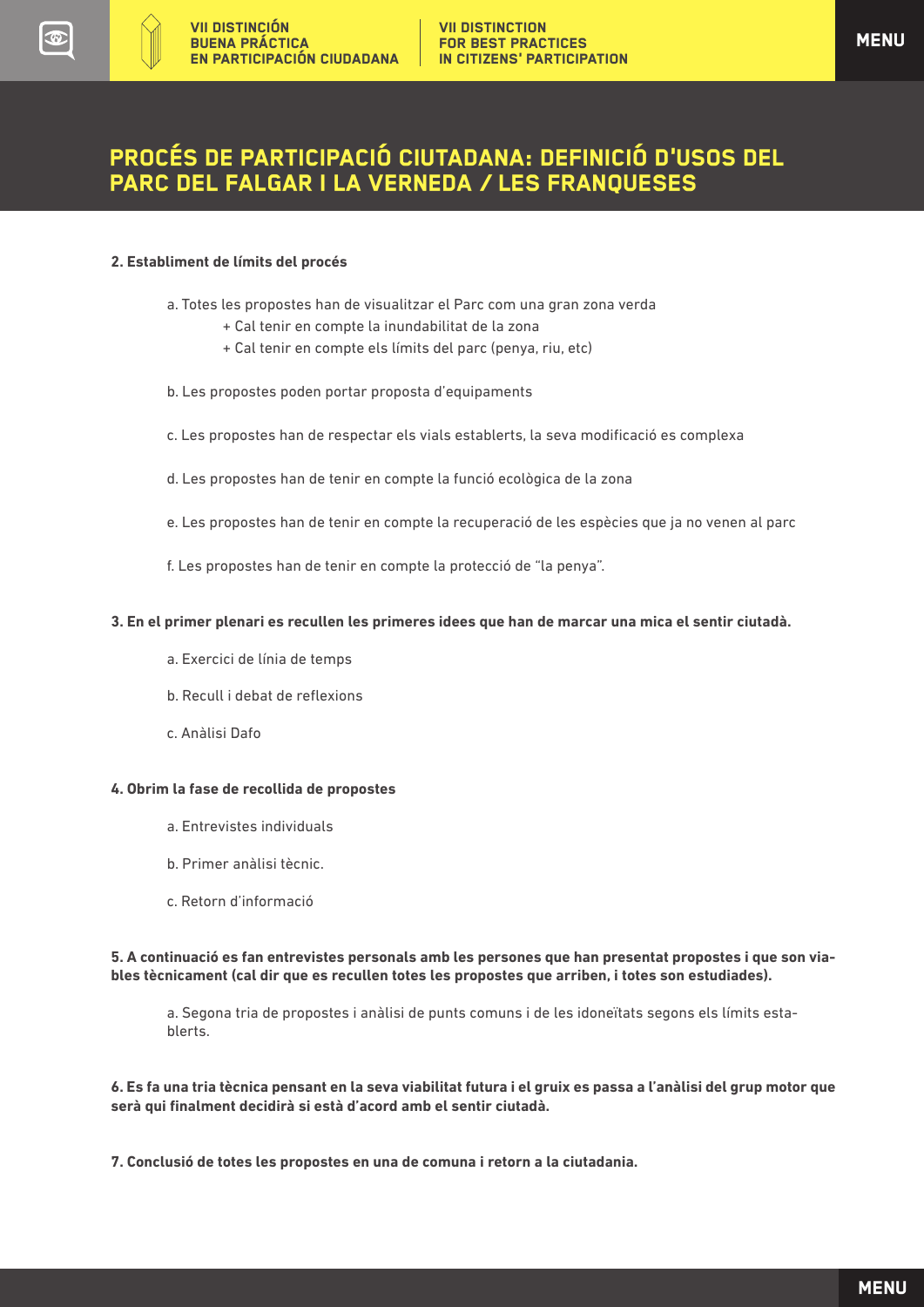# PROCÉS DE PARTICIPACIÓ CIUTADANA: DEFINICIÓ D'USOS DEL PARC DEL FALGAR I LA VERNEDA / LES FRANQUESES

**2. Establiment de límits del procés**

a. Totes les propostes han de visualitzar el Parc com una gran zona verda
- + Cal tenir en compte la inundabilitat de la zona
- + Cal tenir en compte els límits del parc (penya, riu, etc)

b. Les propostes poden portar proposta d'equipaments

c. Les propostes han de respectar els vials establerts, la seva modificació es complexa

d. Les propostes han de tenir en compte la funció ecològica de la zona

e. Les propostes han de tenir en compte la recuperació de les espècies que ja no venen al parc

f. Les propostes han de tenir en compte la protecció de "la penya".

**3. En el primer plenari es recullen les primeres idees que han de marcar una mica el sentir ciutadà.**

a. Exercici de línia de temps

b. Recull i debat de reflexions

c. Anàlisi Dafo

**4. Obrim la fase de recollida de propostes**

a. Entrevistes individuals

b. Primer anàlisi tècnic.

c. Retorn d'informació

**5. A continuació es fan entrevistes personals amb les persones que han presentat propostes i que son viables tècnicament (cal dir que es recullen totes les propostes que arriben, i totes son estudiades).**

a. Segona tria de propostes i anàlisi de punts comuns i de les idoneïtats segons els límits establerts.

**6. Es fa una tria tècnica pensant en la seva viabilitat futura i el gruix es passa a l'anàlisi del grup motor que serà qui finalment decidirà si està d'acord amb el sentir ciutadà.**

**7. Conclusió de totes les propostes en una de comuna i retorn a la ciutadania.**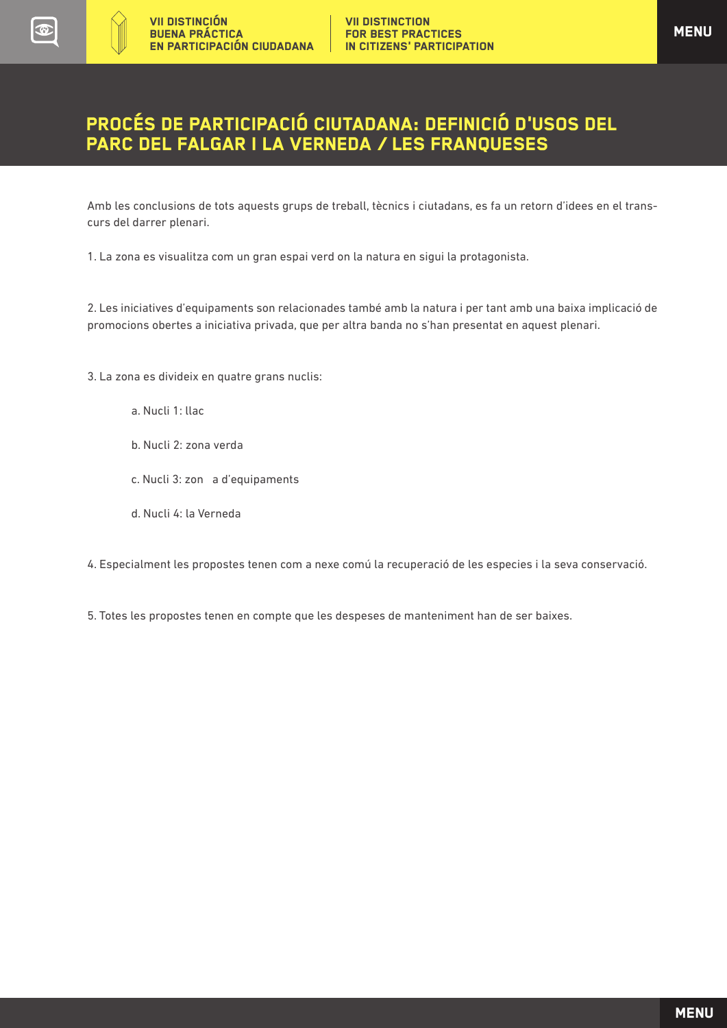# PROCÉS DE PARTICIPACIÓ CIUTADANA: DEFINICIÓ D'USOS DEL PARC DEL FALGAR I LA VERNEDA / LES FRANQUESES

Amb les conclusions de tots aquests grups de treball, tècnics i ciutadans, es fa un retorn d'idees en el transcurs del darrer plenari.

1. La zona es visualitza com un gran espai verd on la natura en sigui la protagonista.

2. Les iniciatives d'equipaments son relacionades també amb la natura i per tant amb una baixa implicació de promocions obertes a iniciativa privada, que per altra banda no s'han presentat en aquest plenari.

3. La zona es divideix en quatre grans nuclis:

   a. Nucli 1: llac

   b. Nucli 2: zona verda

   c. Nucli 3: zona d'equipaments

   d. Nucli 4: la Verneda

4. Especialment les propostes tenen com a nexe comú la recuperació de les especies i la seva conservació.

5. Totes les propostes tenen en compte que les despeses de manteniment han de ser baixes.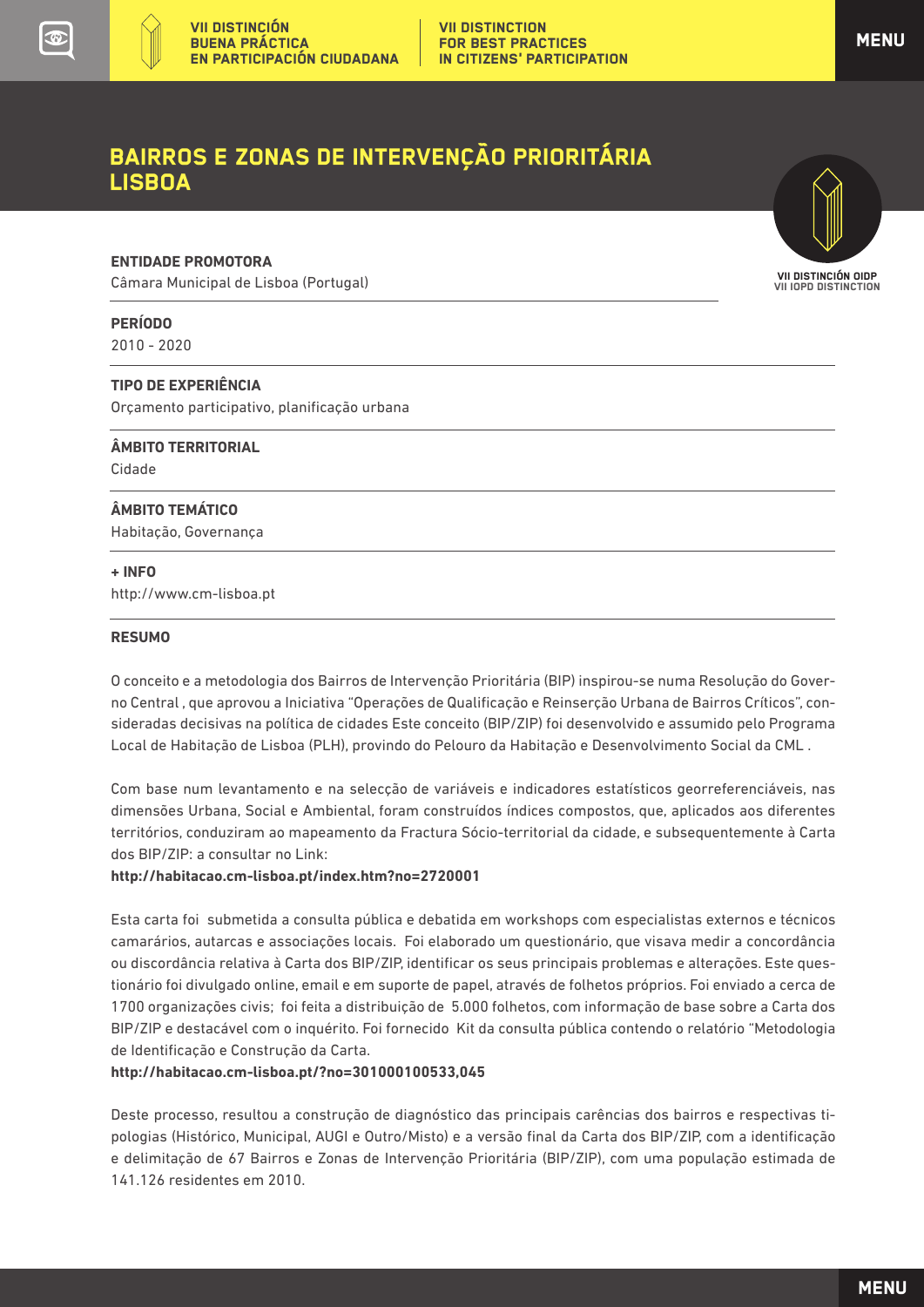# BAIRROS E ZONAS DE INTERVENÇÃO PRIORITÁRIA LISBOA

**ENTIDADE PROMOTORA**
Câmara Municipal de Lisboa (Portugal)

**PERÍODO**
2010 - 2020

**TIPO DE EXPERIÊNCIA**
Orçamento participativo, planificação urbana

**ÂMBITO TERRITORIAL**
Cidade

**ÂMBITO TEMÁTICO**
Habitação, Governança

**+ INFO**
http://www.cm-lisboa.pt

**RESUMO**

O conceito e a metodologia dos Bairros de Intervenção Prioritária (BIP) inspirou-se numa Resolução do Governo Central , que aprovou a Iniciativa "Operações de Qualificação e Reinserção Urbana de Bairros Críticos", consideradas decisivas na política de cidades Este conceito (BIP/ZIP) foi desenvolvido e assumido pelo Programa Local de Habitação de Lisboa (PLH), provindo do Pelouro da Habitação e Desenvolvimento Social da CML .

Com base num levantamento e na selecção de variáveis e indicadores estatísticos georreferenciáveis, nas dimensões Urbana, Social e Ambiental, foram construídos índices compostos, que, aplicados aos diferentes territórios, conduziram ao mapeamento da Fractura Sócio-territorial da cidade, e subsequentemente à Carta dos BIP/ZIP: a consultar no Link:
**http://habitacao.cm-lisboa.pt/index.htm?no=2720001**

Esta carta foi submetida a consulta pública e debatida em workshops com especialistas externos e técnicos camarários, autarcas e associações locais. Foi elaborado um questionário, que visava medir a concordância ou discordância relativa à Carta dos BIP/ZIP, identificar os seus principais problemas e alterações. Este questionário foi divulgado online, email e em suporte de papel, através de folhetos próprios. Foi enviado a cerca de 1700 organizações civis; foi feita a distribuição de 5.000 folhetos, com informação de base sobre a Carta dos BIP/ZIP e destacável com o inquérito. Foi fornecido Kit da consulta pública contendo o relatório "Metodologia de Identificação e Construção da Carta.
**http://habitacao.cm-lisboa.pt/?no=301000100533,045**

Deste processo, resultou a construção de diagnóstico das principais carências dos bairros e respectivas tipologias (Histórico, Municipal, AUGI e Outro/Misto) e a versão final da Carta dos BIP/ZIP, com a identificação e delimitação de 67 Bairros e Zonas de Intervenção Prioritária (BIP/ZIP), com uma população estimada de 141.126 residentes em 2010.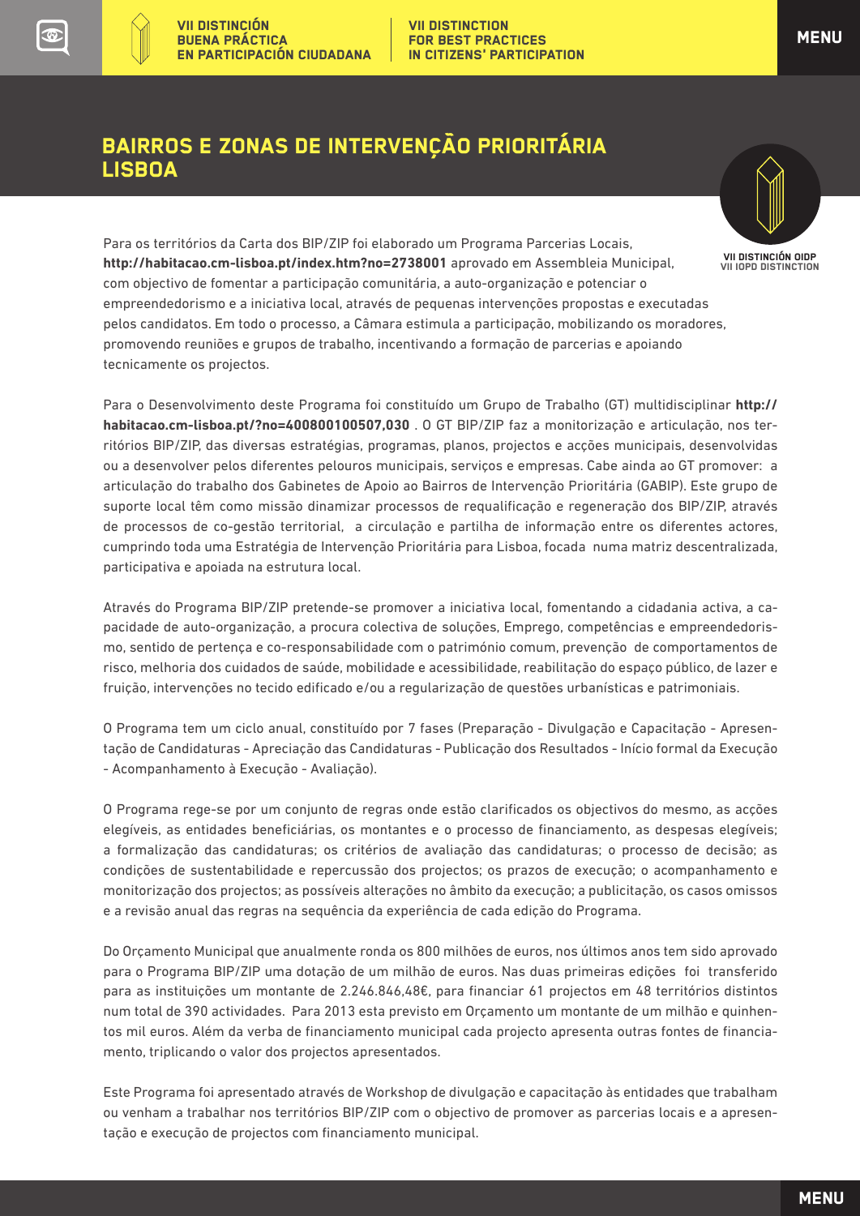# BAIRROS E ZONAS DE INTERVENÇÃO PRIORITÁRIA LISBOA

Para os territórios da Carta dos BIP/ZIP foi elaborado um Programa Parcerias Locais, **http://habitacao.cm-lisboa.pt/index.htm?no=2738001** aprovado em Assembleia Municipal, com objectivo de fomentar a participação comunitária, a auto-organização e potenciar o empreendedorismo e a iniciativa local, através de pequenas intervenções propostas e executadas pelos candidatos. Em todo o processo, a Câmara estimula a participação, mobilizando os moradores, promovendo reuniões e grupos de trabalho, incentivando a formação de parcerias e apoiando tecnicamente os projectos.

Para o Desenvolvimento deste Programa foi constituído um Grupo de Trabalho (GT) multidisciplinar **http://habitacao.cm-lisboa.pt/?no=400800100507,030** . O GT BIP/ZIP faz a monitorização e articulação, nos territórios BIP/ZIP, das diversas estratégias, programas, planos, projectos e acções municipais, desenvolvidas ou a desenvolver pelos diferentes pelouros municipais, serviços e empresas. Cabe ainda ao GT promover: a articulação do trabalho dos Gabinetes de Apoio ao Bairros de Intervenção Prioritária (GABIP). Este grupo de suporte local têm como missão dinamizar processos de requalificação e regeneração dos BIP/ZIP, através de processos de co-gestão territorial, a circulação e partilha de informação entre os diferentes actores, cumprindo toda uma Estratégia de Intervenção Prioritária para Lisboa, focada numa matriz descentralizada, participativa e apoiada na estrutura local.

Através do Programa BIP/ZIP pretende-se promover a iniciativa local, fomentando a cidadania activa, a capacidade de auto-organização, a procura colectiva de soluções, Emprego, competências e empreendedorismo, sentido de pertença e co-responsabilidade com o património comum, prevenção de comportamentos de risco, melhoria dos cuidados de saúde, mobilidade e acessibilidade, reabilitação do espaço público, de lazer e fruição, intervenções no tecido edificado e/ou a regularização de questões urbanísticas e patrimoniais.

O Programa tem um ciclo anual, constituído por 7 fases (Preparação - Divulgação e Capacitação - Apresentação de Candidaturas - Apreciação das Candidaturas - Publicação dos Resultados - Início formal da Execução - Acompanhamento à Execução - Avaliação).

O Programa rege-se por um conjunto de regras onde estão clarificados os objectivos do mesmo, as acções elegíveis, as entidades beneficiárias, os montantes e o processo de financiamento, as despesas elegíveis; a formalização das candidaturas; os critérios de avaliação das candidaturas; o processo de decisão; as condições de sustentabilidade e repercussão dos projectos; os prazos de execução; o acompanhamento e monitorização dos projectos; as possíveis alterações no âmbito da execução; a publicitação, os casos omissos e a revisão anual das regras na sequência da experiência de cada edição do Programa.

Do Orçamento Municipal que anualmente ronda os 800 milhões de euros, nos últimos anos tem sido aprovado para o Programa BIP/ZIP uma dotação de um milhão de euros. Nas duas primeiras edições foi transferido para as instituições um montante de 2.246.846,48€, para financiar 61 projectos em 48 territórios distintos num total de 390 actividades. Para 2013 esta previsto em Orçamento um montante de um milhão e quinhentos mil euros. Além da verba de financiamento municipal cada projecto apresenta outras fontes de financiamento, triplicando o valor dos projectos apresentados.

Este Programa foi apresentado através de Workshop de divulgação e capacitação às entidades que trabalham ou venham a trabalhar nos territórios BIP/ZIP com o objectivo de promover as parcerias locais e a apresentação e execução de projectos com financiamento municipal.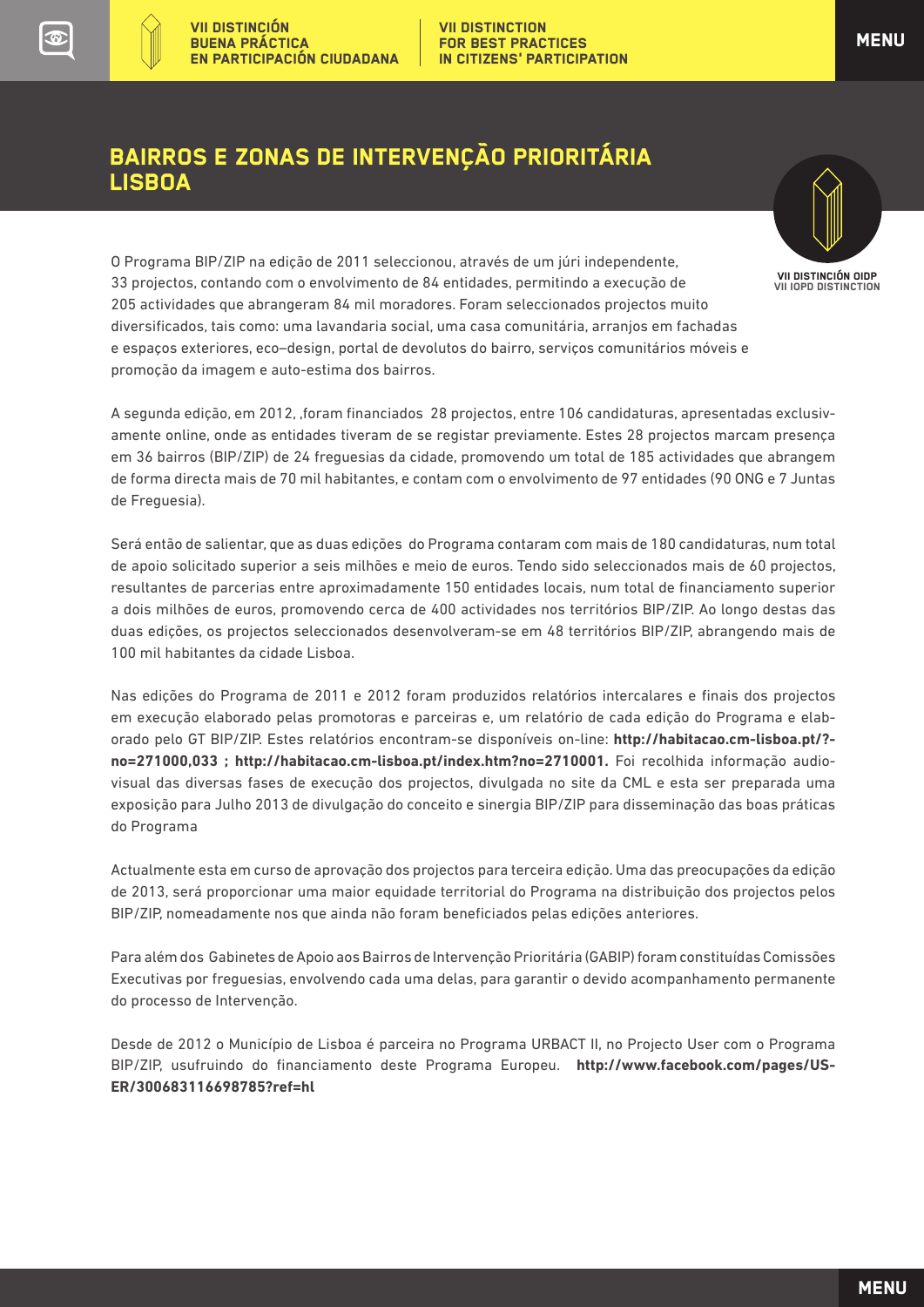# BAIRROS E ZONAS DE INTERVENÇÃO PRIORITÁRIA LISBOA

O Programa BIP/ZIP na edição de 2011 seleccionou, através de um júri independente, 33 projectos, contando com o envolvimento de 84 entidades, permitindo a execução de 205 actividades que abrangeram 84 mil moradores. Foram seleccionados projectos muito diversificados, tais como: uma lavandaria social, uma casa comunitária, arranjos em fachadas e espaços exteriores, eco–design, portal de devolutos do bairro, serviços comunitários móveis e promoção da imagem e auto-estima dos bairros.

A segunda edição, em 2012, ,foram financiados 28 projectos, entre 106 candidaturas, apresentadas exclusivamente online, onde as entidades tiveram de se registar previamente. Estes 28 projectos marcam presença em 36 bairros (BIP/ZIP) de 24 freguesias da cidade, promovendo um total de 185 actividades que abrangem de forma directa mais de 70 mil habitantes, e contam com o envolvimento de 97 entidades (90 ONG e 7 Juntas de Freguesia).

Será então de salientar, que as duas edições do Programa contaram com mais de 180 candidaturas, num total de apoio solicitado superior a seis milhões e meio de euros. Tendo sido seleccionados mais de 60 projectos, resultantes de parcerias entre aproximadamente 150 entidades locais, num total de financiamento superior a dois milhões de euros, promovendo cerca de 400 actividades nos territórios BIP/ZIP. Ao longo destas das duas edições, os projectos seleccionados desenvolveram-se em 48 territórios BIP/ZIP, abrangendo mais de 100 mil habitantes da cidade Lisboa.

Nas edições do Programa de 2011 e 2012 foram produzidos relatórios intercalares e finais dos projectos em execução elaborado pelas promotoras e parceiras e, um relatório de cada edição do Programa e elaborado pelo GT BIP/ZIP. Estes relatórios encontram-se disponíveis on-line: **http://habitacao.cm-lisboa.pt/?no=271000,033 ; http://habitacao.cm-lisboa.pt/index.htm?no=2710001.** Foi recolhida informação audiovisual das diversas fases de execução dos projectos, divulgada no site da CML e esta ser preparada uma exposição para Julho 2013 de divulgação do conceito e sinergia BIP/ZIP para disseminação das boas práticas do Programa

Actualmente esta em curso de aprovação dos projectos para terceira edição. Uma das preocupações da edição de 2013, será proporcionar uma maior equidade territorial do Programa na distribuição dos projectos pelos BIP/ZIP, nomeadamente nos que ainda não foram beneficiados pelas edições anteriores.

Para além dos Gabinetes de Apoio aos Bairros de Intervenção Prioritária (GABIP) foram constituídas Comissões Executivas por freguesias, envolvendo cada uma delas, para garantir o devido acompanhamento permanente do processo de Intervenção.

Desde de 2012 o Município de Lisboa é parceira no Programa URBACT II, no Projecto User com o Programa BIP/ZIP, usufruindo do financiamento deste Programa Europeu. **http://www.facebook.com/pages/USER/300683116698785?ref=hl**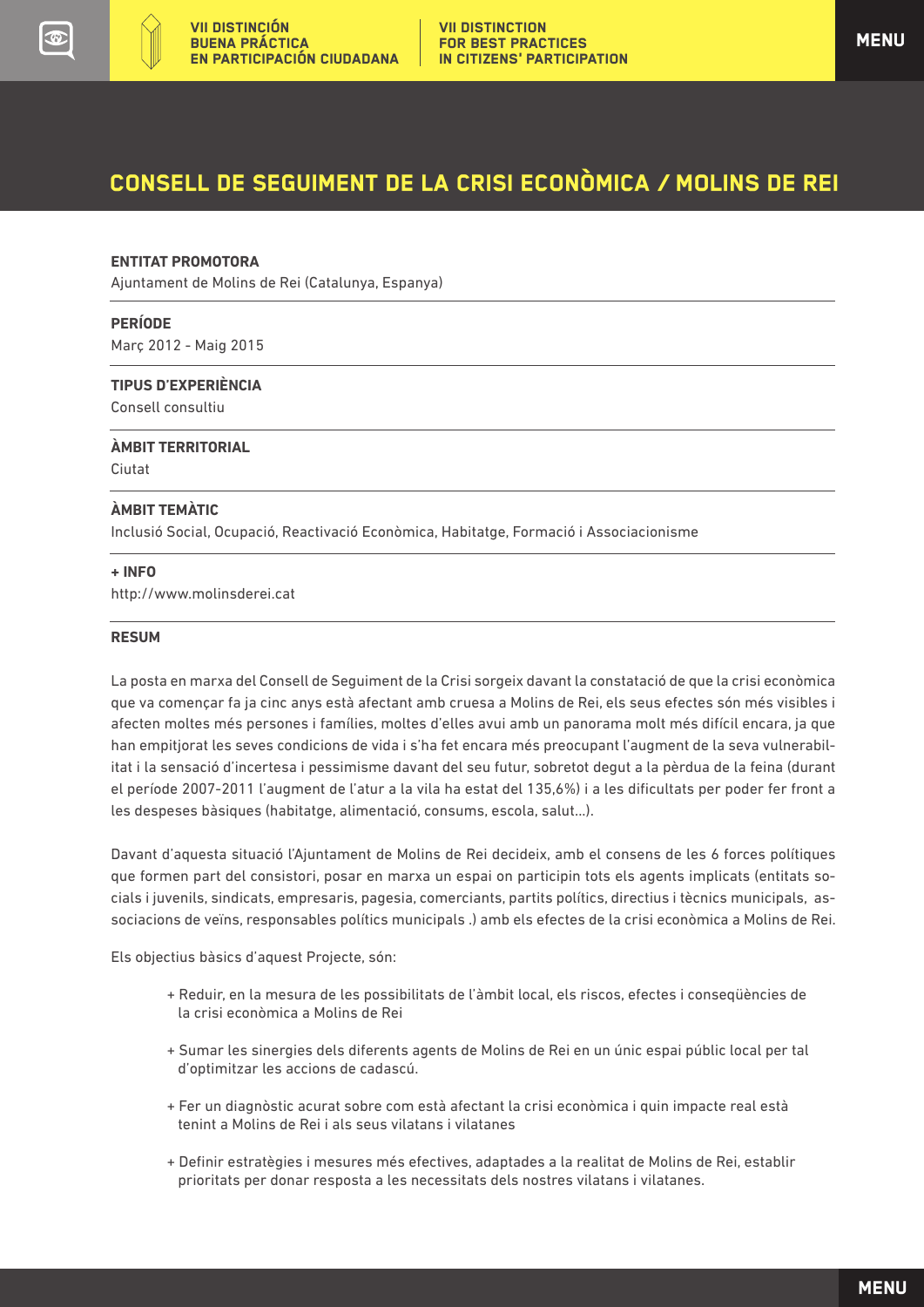# CONSELL DE SEGUIMENT DE LA CRISI ECONÒMICA / MOLINS DE REI

**ENTITAT PROMOTORA**

Ajuntament de Molins de Rei (Catalunya, Espanya)

**PERÍODE**

Març 2012 - Maig 2015

**TIPUS D'EXPERIÈNCIA**

Consell consultiu

**ÀMBIT TERRITORIAL**

Ciutat

**ÀMBIT TEMÀTIC**

Inclusió Social, Ocupació, Reactivació Econòmica, Habitatge, Formació i Associacionisme

**+ INFO**

http://www.molinsderei.cat

**RESUM**

La posta en marxa del Consell de Seguiment de la Crisi sorgeix davant la constatació de que la crisi econòmica que va començar fa ja cinc anys està afectant amb cruesa a Molins de Rei, els seus efectes són més visibles i afecten moltes més persones i famílies, moltes d'elles avui amb un panorama molt més difícil encara, ja que han empitjorat les seves condicions de vida i s'ha fet encara més preocupant l'augment de la seva vulnerabilitat i la sensació d'incertesa i pessimisme davant del seu futur, sobretot degut a la pèrdua de la feina (durant el període 2007-2011 l'augment de l'atur a la vila ha estat del 135,6%) i a les dificultats per poder fer front a les despeses bàsiques (habitatge, alimentació, consums, escola, salut...).

Davant d'aquesta situació l'Ajuntament de Molins de Rei decideix, amb el consens de les 6 forces polítiques que formen part del consistori, posar en marxa un espai on participin tots els agents implicats (entitats socials i juvenils, sindicats, empresaris, pagesia, comerciants, partits polítics, directius i tècnics municipals, associacions de veïns, responsables polítics municipals .) amb els efectes de la crisi econòmica a Molins de Rei.

Els objectius bàsics d'aquest Projecte, són:

+ Reduir, en la mesura de les possibilitats de l'àmbit local, els riscos, efectes i conseqüències de la crisi econòmica a Molins de Rei

+ Sumar les sinergies dels diferents agents de Molins de Rei en un únic espai públic local per tal d'optimitzar les accions de cadascú.

+ Fer un diagnòstic acurat sobre com està afectant la crisi econòmica i quin impacte real està tenint a Molins de Rei i als seus vilatans i vilatanes

+ Definir estratègies i mesures més efectives, adaptades a la realitat de Molins de Rei, establir prioritats per donar resposta a les necessitats dels nostres vilatans i vilatanes.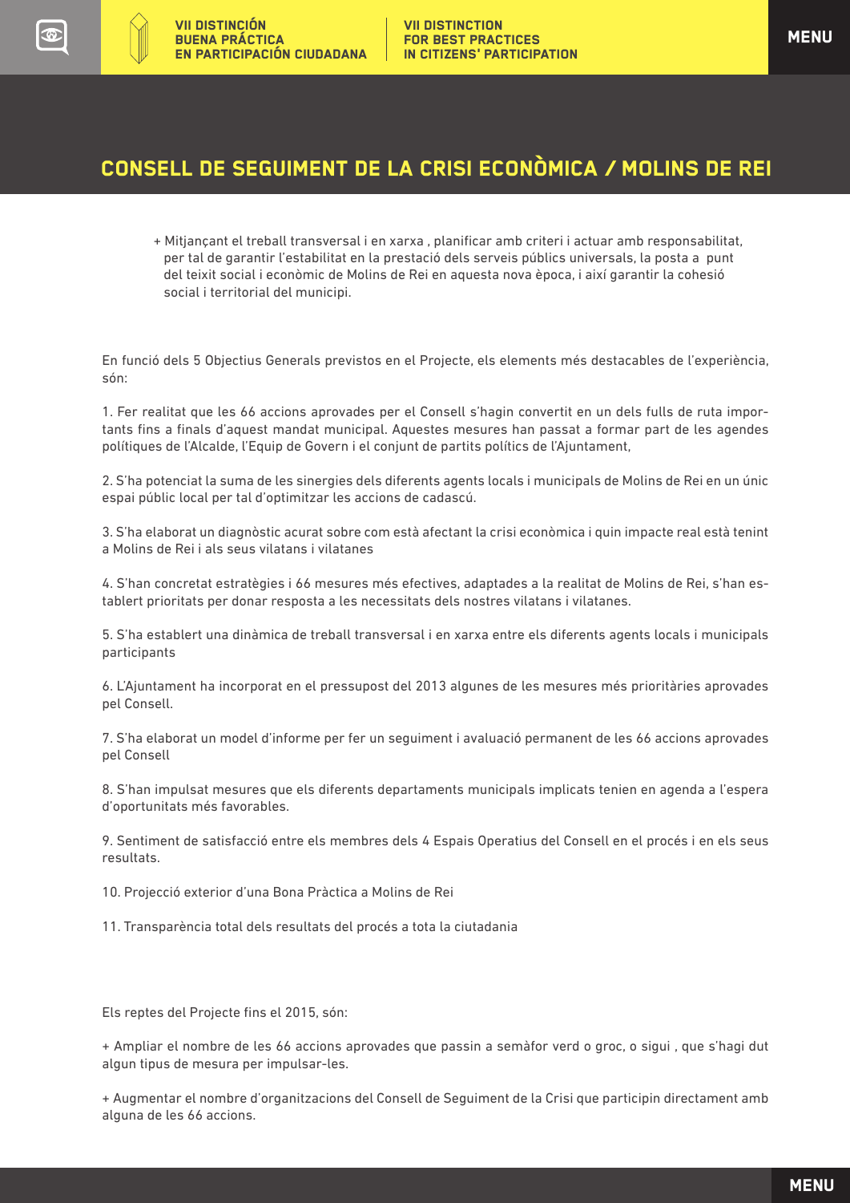## CONSELL DE SEGUIMENT DE LA CRISI ECONÒMICA / MOLINS DE REI

+ Mitjançant el treball transversal i en xarxa , planificar amb criteri i actuar amb responsabilitat, per tal de garantir l'estabilitat en la prestació dels serveis públics universals, la posta a punt del teixit social i econòmic de Molins de Rei en aquesta nova època, i així garantir la cohesió social i territorial del municipi.

En funció dels 5 Objectius Generals previstos en el Projecte, els elements més destacables de l'experiència, són:

1. Fer realitat que les 66 accions aprovades per el Consell s'hagin convertit en un dels fulls de ruta importants fins a finals d'aquest mandat municipal. Aquestes mesures han passat a formar part de les agendes polítiques de l'Alcalde, l'Equip de Govern i el conjunt de partits polítics de l'Ajuntament,

2. S'ha potenciat la suma de les sinergies dels diferents agents locals i municipals de Molins de Rei en un únic espai públic local per tal d'optimitzar les accions de cadascú.

3. S'ha elaborat un diagnòstic acurat sobre com està afectant la crisi econòmica i quin impacte real està tenint a Molins de Rei i als seus vilatans i vilatanes

4. S'han concretat estratègies i 66 mesures més efectives, adaptades a la realitat de Molins de Rei, s'han establert prioritats per donar resposta a les necessitats dels nostres vilatans i vilatanes.

5. S'ha establert una dinàmica de treball transversal i en xarxa entre els diferents agents locals i municipals participants

6. L'Ajuntament ha incorporat en el pressupost del 2013 algunes de les mesures més prioritàries aprovades pel Consell.

7. S'ha elaborat un model d'informe per fer un seguiment i avaluació permanent de les 66 accions aprovades pel Consell

8. S'han impulsat mesures que els diferents departaments municipals implicats tenien en agenda a l'espera d'oportunitats més favorables.

9. Sentiment de satisfacció entre els membres dels 4 Espais Operatius del Consell en el procés i en els seus resultats.

10. Projecció exterior d'una Bona Pràctica a Molins de Rei

11. Transparència total dels resultats del procés a tota la ciutadania

Els reptes del Projecte fins el 2015, són:

+ Ampliar el nombre de les 66 accions aprovades que passin a semàfor verd o groc, o sigui , que s'hagi dut algun tipus de mesura per impulsar-les.

+ Augmentar el nombre d'organitzacions del Consell de Seguiment de la Crisi que participin directament amb alguna de les 66 accions.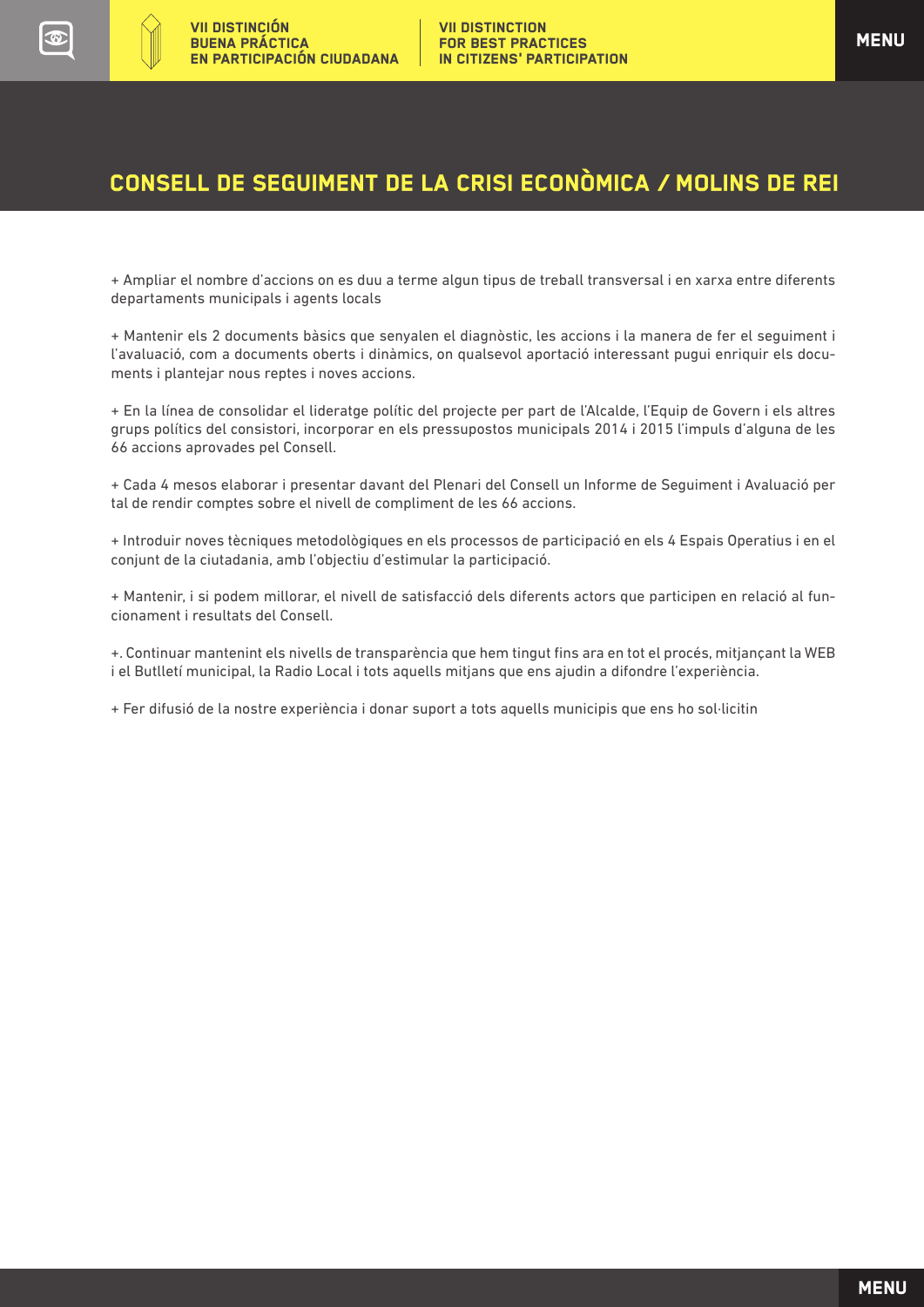# CONSELL DE SEGUIMENT DE LA CRISI ECONÒMICA / MOLINS DE REI

+ Ampliar el nombre d'accions on es duu a terme algun tipus de treball transversal i en xarxa entre diferents departaments municipals i agents locals

+ Mantenir els 2 documents bàsics que senyalen el diagnòstic, les accions i la manera de fer el seguiment i l'avaluació, com a documents oberts i dinàmics, on qualsevol aportació interessant pugui enriquir els documents i plantejar nous reptes i noves accions.

+ En la línea de consolidar el lideratge polític del projecte per part de l'Alcalde, l'Equip de Govern i els altres grups polítics del consistori, incorporar en els pressupostos municipals 2014 i 2015 l'impuls d'alguna de les 66 accions aprovades pel Consell.

+ Cada 4 mesos elaborar i presentar davant del Plenari del Consell un Informe de Seguiment i Avaluació per tal de rendir comptes sobre el nivell de compliment de les 66 accions.

+ Introduir noves tècniques metodològiques en els processos de participació en els 4 Espais Operatius i en el conjunt de la ciutadania, amb l'objectiu d'estimular la participació.

+ Mantenir, i si podem millorar, el nivell de satisfacció dels diferents actors que participen en relació al funcionament i resultats del Consell.

+. Continuar mantenint els nivells de transparència que hem tingut fins ara en tot el procés, mitjançant la WEB i el Butlletí municipal, la Radio Local i tots aquells mitjans que ens ajudin a difondre l'experiència.

+ Fer difusió de la nostre experiència i donar suport a tots aquells municipis que ens ho sol·licitin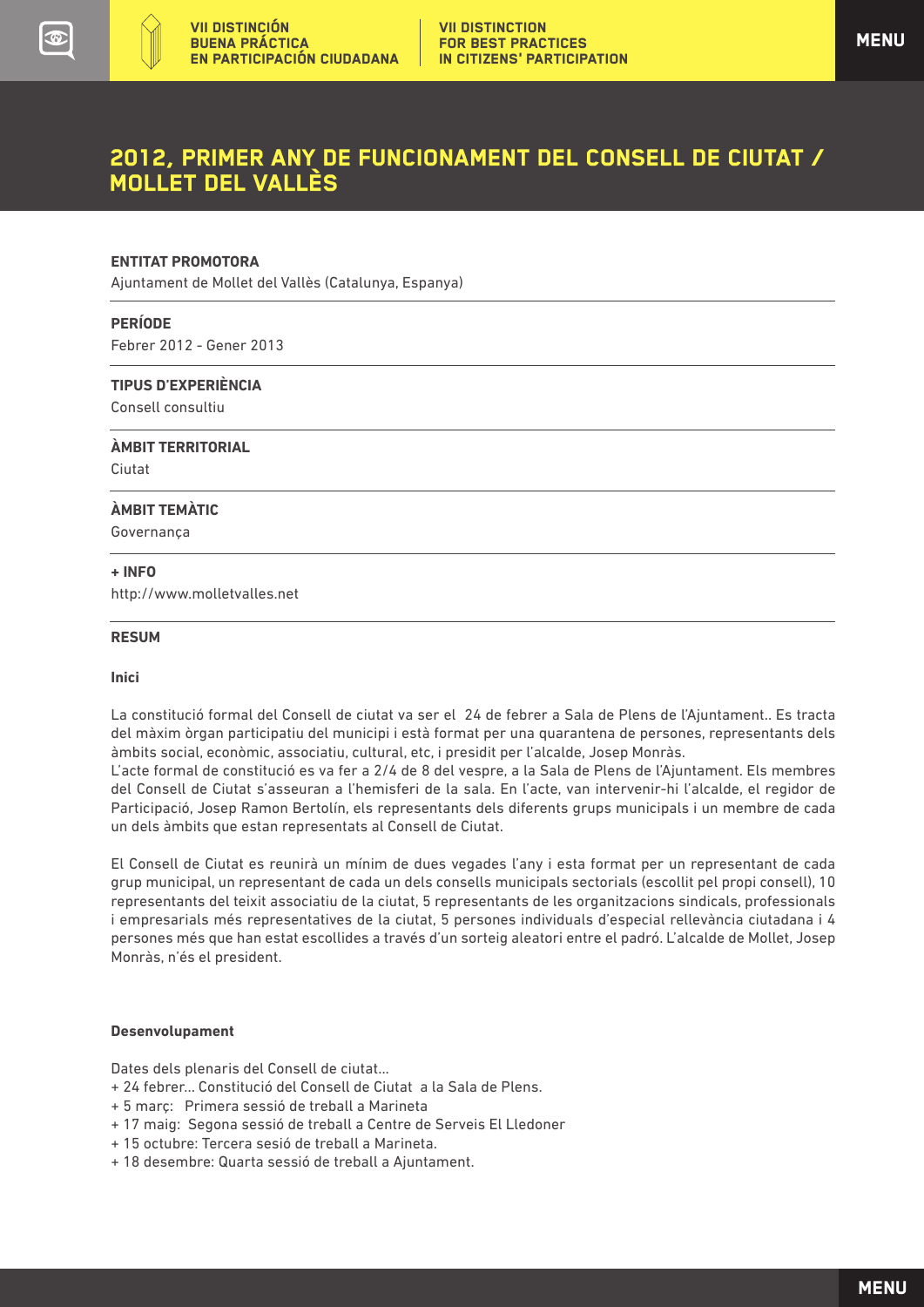# 2012, PRIMER ANY DE FUNCIONAMENT DEL CONSELL DE CIUTAT / MOLLET DEL VALLÈS

**ENTITAT PROMOTORA**

Ajuntament de Mollet del Vallès (Catalunya, Espanya)

**PERÍODE**

Febrer 2012 - Gener 2013

**TIPUS D'EXPERIÈNCIA**

Consell consultiu

**ÀMBIT TERRITORIAL**

Ciutat

**ÀMBIT TEMÀTIC**

Governança

**+ INFO**

http://www.molletvalles.net

**RESUM**

**Inici**

La constitució formal del Consell de ciutat va ser el 24 de febrer a Sala de Plens de l'Ajuntament.. Es tracta del màxim òrgan participatiu del municipi i està format per una quarantena de persones, representants dels àmbits social, econòmic, associatiu, cultural, etc, i presidit per l'alcalde, Josep Monràs.
L'acte formal de constitució es va fer a 2/4 de 8 del vespre, a la Sala de Plens de l'Ajuntament. Els membres del Consell de Ciutat s'asseuran a l'hemisferi de la sala. En l'acte, van intervenir-hi l'alcalde, el regidor de Participació, Josep Ramon Bertolín, els representants dels diferents grups municipals i un membre de cada un dels àmbits que estan representats al Consell de Ciutat.

El Consell de Ciutat es reunirà un mínim de dues vegades l'any i esta format per un representant de cada grup municipal, un representant de cada un dels consells municipals sectorials (escollit pel propi consell), 10 representants del teixit associatiu de la ciutat, 5 representants de les organitzacions sindicals, professionals i empresarials més representatives de la ciutat, 5 persones individuals d'especial rellevància ciutadana i 4 persones més que han estat escollides a través d'un sorteig aleatori entre el padró. L'alcalde de Mollet, Josep Monràs, n'és el president.

**Desenvolupament**

Dates dels plenaris del Consell de ciutat...

+ 24 febrer... Constitució del Consell de Ciutat a la Sala de Plens.
+ 5 març: Primera sessió de treball a Marineta
+ 17 maig: Segona sessió de treball a Centre de Serveis El Lledoner
+ 15 octubre: Tercera sesió de treball a Marineta.
+ 18 desembre: Quarta sessió de treball a Ajuntament.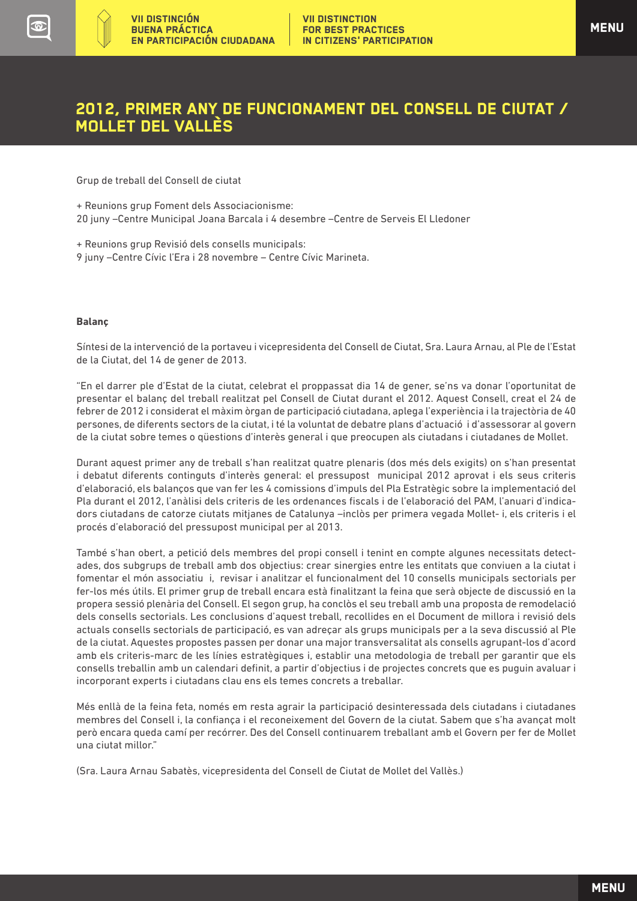# 2012, PRIMER ANY DE FUNCIONAMENT DEL CONSELL DE CIUTAT / MOLLET DEL VALLÈS

Grup de treball del Consell de ciutat

+ Reunions grup Foment dels Associacionisme:
20 juny –Centre Municipal Joana Barcala i 4 desembre –Centre de Serveis El Lledoner

+ Reunions grup Revisió dels consells municipals:
9 juny –Centre Cívic l'Era i 28 novembre – Centre Cívic Marineta.

**Balanç**

Síntesi de la intervenció de la portaveu i vicepresidenta del Consell de Ciutat, Sra. Laura Arnau, al Ple de l'Estat de la Ciutat, del 14 de gener de 2013.

"En el darrer ple d'Estat de la ciutat, celebrat el proppassat dia 14 de gener, se'ns va donar l'oportunitat de presentar el balanç del treball realitzat pel Consell de Ciutat durant el 2012. Aquest Consell, creat el 24 de febrer de 2012 i considerat el màxim òrgan de participació ciutadana, aplega l'experiència i la trajectòria de 40 persones, de diferents sectors de la ciutat, i té la voluntat de debatre plans d'actuació i d'assessorar al govern de la ciutat sobre temes o qüestions d'interès general i que preocupen als ciutadans i ciutadanes de Mollet.

Durant aquest primer any de treball s'han realitzat quatre plenaris (dos més dels exigits) on s'han presentat i debatut diferents continguts d'interès general: el pressupost municipal 2012 aprovat i els seus criteris d'elaboració, els balanços que van fer les 4 comissions d'impuls del Pla Estratègic sobre la implementació del Pla durant el 2012, l'anàlisi dels criteris de les ordenances fiscals i de l'elaboració del PAM, l'anuari d'indicadors ciutadans de catorze ciutats mitjanes de Catalunya –inclòs per primera vegada Mollet- i, els criteris i el procés d'elaboració del pressupost municipal per al 2013.

També s'han obert, a petició dels membres del propi consell i tenint en compte algunes necessitats detectades, dos subgrups de treball amb dos objectius: crear sinergies entre les entitats que conviuen a la ciutat i fomentar el món associatiu i, revisar i analitzar el funcionalment del 10 consells municipals sectorials per fer-los més útils. El primer grup de treball encara està finalitzant la feina que serà objecte de discussió en la propera sessió plenària del Consell. El segon grup, ha conclòs el seu treball amb una proposta de remodelació dels consells sectorials. Les conclusions d'aquest treball, recollides en el Document de millora i revisió dels actuals consells sectorials de participació, es van adreçar als grups municipals per a la seva discussió al Ple de la ciutat. Aquestes propostes passen per donar una major transversalitat als consells agrupant-los d'acord amb els criteris-marc de les línies estratègiques i, establir una metodologia de treball per garantir que els consells treballin amb un calendari definit, a partir d'objectius i de projectes concrets que es puguin avaluar i incorporant experts i ciutadans clau ens els temes concrets a treballar.

Més enllà de la feina feta, només em resta agrair la participació desinteressada dels ciutadans i ciutadanes membres del Consell i, la confiança i el reconeixement del Govern de la ciutat. Sabem que s'ha avançat molt però encara queda camí per recórrer. Des del Consell continuarem treballant amb el Govern per fer de Mollet una ciutat millor."

(Sra. Laura Arnau Sabatès, vicepresidenta del Consell de Ciutat de Mollet del Vallès.)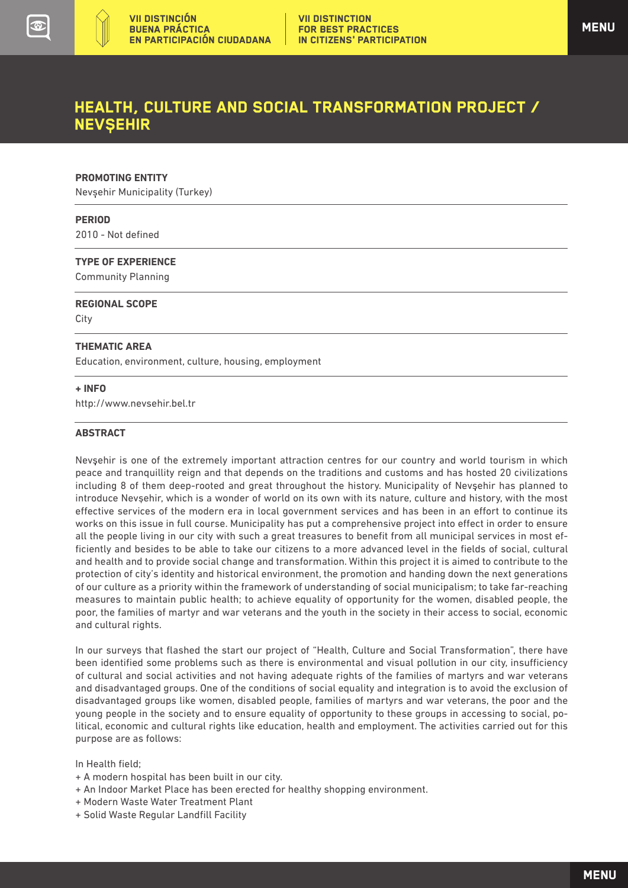# HEALTH, CULTURE AND SOCIAL TRANSFORMATION PROJECT / NEVŞEHIR

**PROMOTING ENTITY**

Nevşehir Municipality (Turkey)

**PERIOD**

2010 - Not defined

**TYPE OF EXPERIENCE**

Community Planning

**REGIONAL SCOPE**

City

**THEMATIC AREA**

Education, environment, culture, housing, employment

**+ INFO**

http://www.nevsehir.bel.tr

**ABSTRACT**

Nevşehir is one of the extremely important attraction centres for our country and world tourism in which peace and tranquillity reign and that depends on the traditions and customs and has hosted 20 civilizations including 8 of them deep-rooted and great throughout the history. Municipality of Nevşehir has planned to introduce Nevşehir, which is a wonder of world on its own with its nature, culture and history, with the most effective services of the modern era in local government services and has been in an effort to continue its works on this issue in full course. Municipality has put a comprehensive project into effect in order to ensure all the people living in our city with such a great treasures to benefit from all municipal services in most efficiently and besides to be able to take our citizens to a more advanced level in the fields of social, cultural and health and to provide social change and transformation. Within this project it is aimed to contribute to the protection of city's identity and historical environment, the promotion and handing down the next generations of our culture as a priority within the framework of understanding of social municipalism; to take far-reaching measures to maintain public health; to achieve equality of opportunity for the women, disabled people, the poor, the families of martyr and war veterans and the youth in the society in their access to social, economic and cultural rights.

In our surveys that flashed the start our project of "Health, Culture and Social Transformation", there have been identified some problems such as there is environmental and visual pollution in our city, insufficiency of cultural and social activities and not having adequate rights of the families of martyrs and war veterans and disadvantaged groups. One of the conditions of social equality and integration is to avoid the exclusion of disadvantaged groups like women, disabled people, families of martyrs and war veterans, the poor and the young people in the society and to ensure equality of opportunity to these groups in accessing to social, political, economic and cultural rights like education, health and employment. The activities carried out for this purpose are as follows:

In Health field;

+ A modern hospital has been built in our city.
+ An Indoor Market Place has been erected for healthy shopping environment.
+ Modern Waste Water Treatment Plant
+ Solid Waste Regular Landfill Facility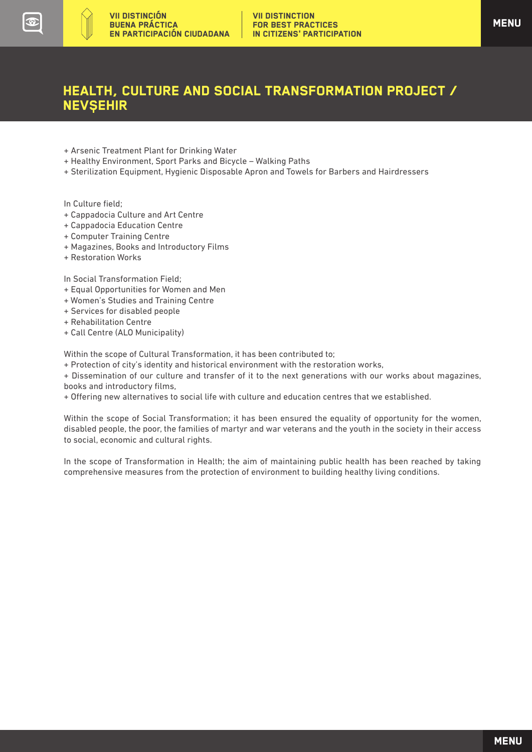# HEALTH, CULTURE AND SOCIAL TRANSFORMATION PROJECT / NEVŞEHIR

+ Arsenic Treatment Plant for Drinking Water
+ Healthy Environment, Sport Parks and Bicycle – Walking Paths
+ Sterilization Equipment, Hygienic Disposable Apron and Towels for Barbers and Hairdressers

In Culture field;
+ Cappadocia Culture and Art Centre
+ Cappadocia Education Centre
+ Computer Training Centre
+ Magazines, Books and Introductory Films
+ Restoration Works

In Social Transformation Field;
+ Equal Opportunities for Women and Men
+ Women's Studies and Training Centre
+ Services for disabled people
+ Rehabilitation Centre
+ Call Centre (ALO Municipality)

Within the scope of Cultural Transformation, it has been contributed to;
+ Protection of city's identity and historical environment with the restoration works,
+ Dissemination of our culture and transfer of it to the next generations with our works about magazines, books and introductory films,
+ Offering new alternatives to social life with culture and education centres that we established.

Within the scope of Social Transformation; it has been ensured the equality of opportunity for the women, disabled people, the poor, the families of martyr and war veterans and the youth in the society in their access to social, economic and cultural rights.

In the scope of Transformation in Health; the aim of maintaining public health has been reached by taking comprehensive measures from the protection of environment to building healthy living conditions.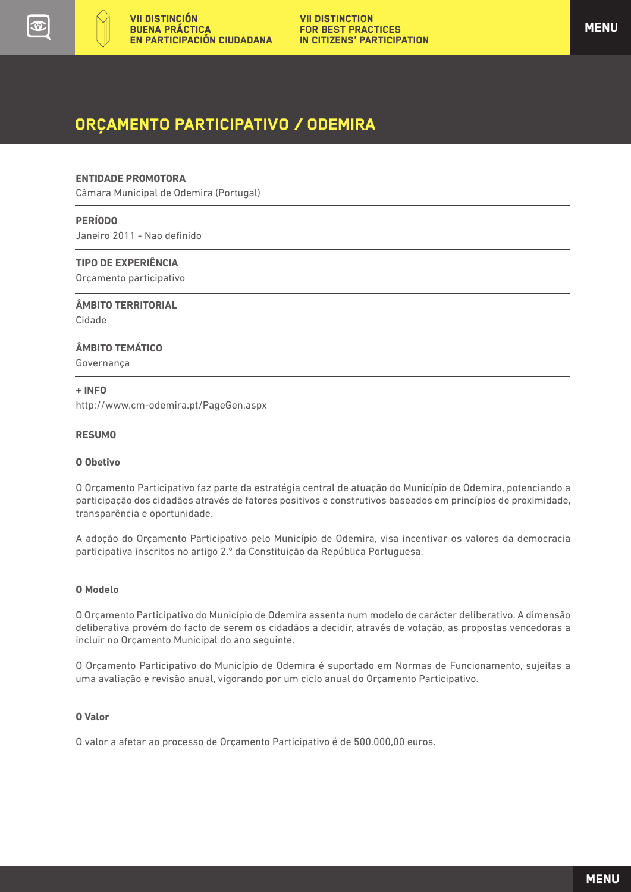# ORÇAMENTO PARTICIPATIVO / ODEMIRA

**ENTIDADE PROMOTORA**
Câmara Municipal de Odemira (Portugal)

**PERÍODO**
Janeiro 2011 - Nao definido

**TIPO DE EXPERIÊNCIA**
Orçamento participativo

**ÂMBITO TERRITORIAL**
Cidade

**ÂMBITO TEMÁTICO**
Governança

**+ INFO**
http://www.cm-odemira.pt/PageGen.aspx

**RESUMO**

**O Obetivo**

O Orçamento Participativo faz parte da estratégia central de atuação do Município de Odemira, potenciando a participação dos cidadãos através de fatores positivos e construtivos baseados em princípios de proximidade, transparência e oportunidade.

A adoção do Orçamento Participativo pelo Município de Odemira, visa incentivar os valores da democracia participativa inscritos no artigo 2.° da Constituição da República Portuguesa.

**O Modelo**

O Orçamento Participativo do Município de Odemira assenta num modelo de carácter deliberativo. A dimensão deliberativa provém do facto de serem os cidadãos a decidir, através de votação, as propostas vencedoras a incluir no Orçamento Municipal do ano seguinte.

O Orçamento Participativo do Município de Odemira é suportado em Normas de Funcionamento, sujeitas a uma avaliação e revisão anual, vigorando por um ciclo anual do Orçamento Participativo.

**O Valor**

O valor a afetar ao processo de Orçamento Participativo é de 500.000,00 euros.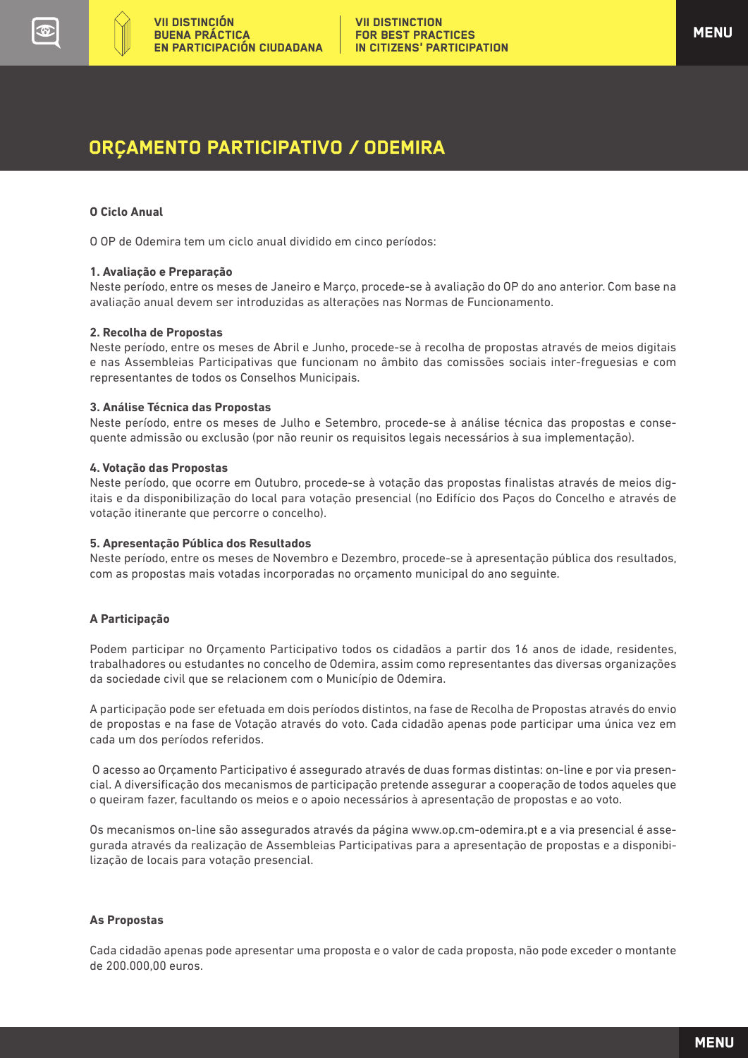## ORÇAMENTO PARTICIPATIVO / ODEMIRA

**O Ciclo Anual**

O OP de Odemira tem um ciclo anual dividido em cinco períodos:

**1. Avaliação e Preparação**
Neste período, entre os meses de Janeiro e Março, procede-se à avaliação do OP do ano anterior. Com base na avaliação anual devem ser introduzidas as alterações nas Normas de Funcionamento.

**2. Recolha de Propostas**
Neste período, entre os meses de Abril e Junho, procede-se à recolha de propostas através de meios digitais e nas Assembleias Participativas que funcionam no âmbito das comissões sociais inter-freguesias e com representantes de todos os Conselhos Municipais.

**3. Análise Técnica das Propostas**
Neste período, entre os meses de Julho e Setembro, procede-se à análise técnica das propostas e consequente admissão ou exclusão (por não reunir os requisitos legais necessários à sua implementação).

**4. Votação das Propostas**
Neste período, que ocorre em Outubro, procede-se à votação das propostas finalistas através de meios digitais e da disponibilização do local para votação presencial (no Edifício dos Paços do Concelho e através de votação itinerante que percorre o concelho).

**5. Apresentação Pública dos Resultados**
Neste período, entre os meses de Novembro e Dezembro, procede-se à apresentação pública dos resultados, com as propostas mais votadas incorporadas no orçamento municipal do ano seguinte.

**A Participação**

Podem participar no Orçamento Participativo todos os cidadãos a partir dos 16 anos de idade, residentes, trabalhadores ou estudantes no concelho de Odemira, assim como representantes das diversas organizações da sociedade civil que se relacionem com o Município de Odemira.

A participação pode ser efetuada em dois períodos distintos, na fase de Recolha de Propostas através do envio de propostas e na fase de Votação através do voto. Cada cidadão apenas pode participar uma única vez em cada um dos períodos referidos.

O acesso ao Orçamento Participativo é assegurado através de duas formas distintas: on-line e por via presencial. A diversificação dos mecanismos de participação pretende assegurar a cooperação de todos aqueles que o queiram fazer, facultando os meios e o apoio necessários à apresentação de propostas e ao voto.

Os mecanismos on-line são assegurados através da página www.op.cm-odemira.pt e a via presencial é assegurada através da realização de Assembleias Participativas para a apresentação de propostas e a disponibilização de locais para votação presencial.

**As Propostas**

Cada cidadão apenas pode apresentar uma proposta e o valor de cada proposta, não pode exceder o montante de 200.000,00 euros.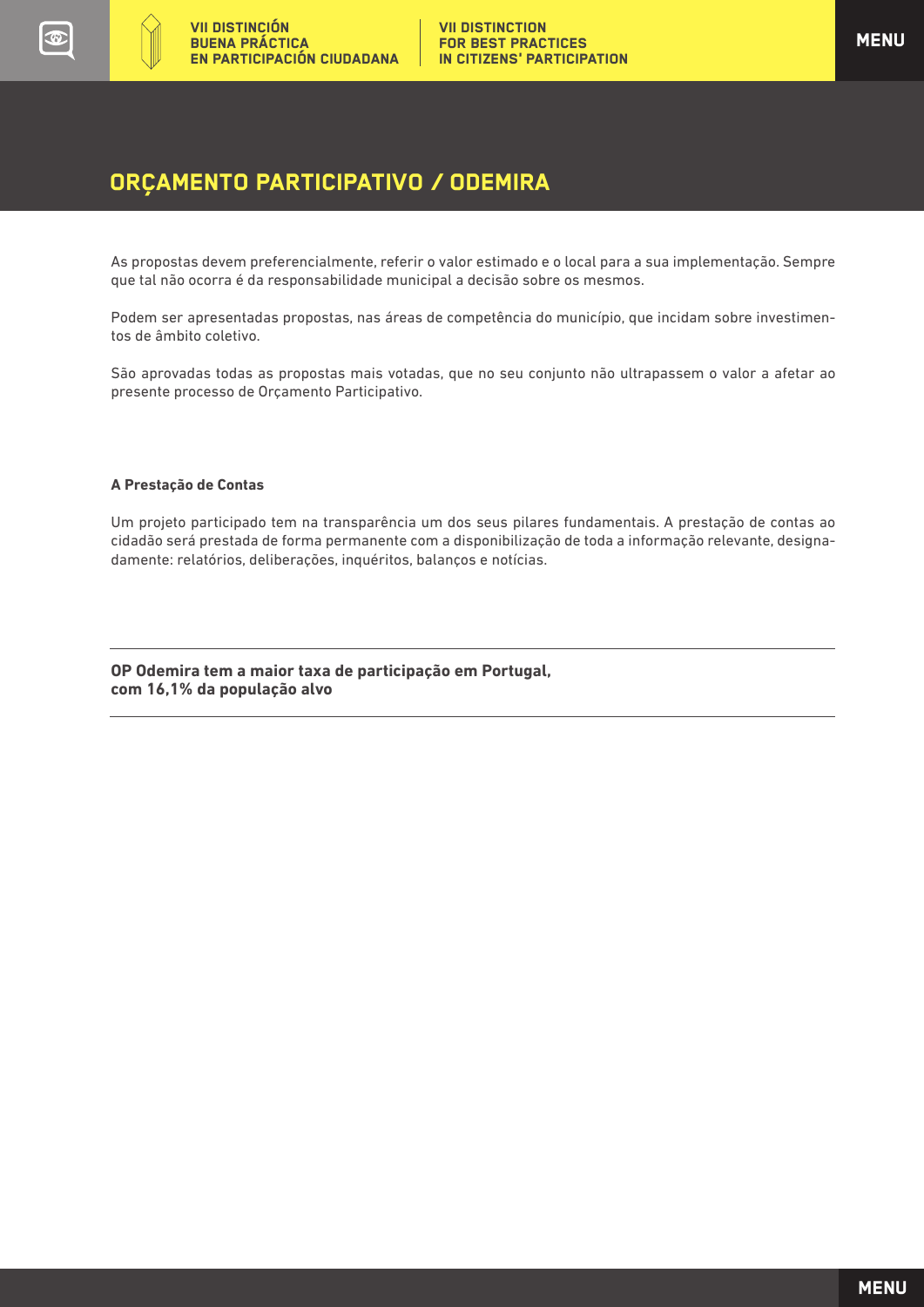# ORÇAMENTO PARTICIPATIVO / ODEMIRA

As propostas devem preferencialmente, referir o valor estimado e o local para a sua implementação. Sempre que tal não ocorra é da responsabilidade municipal a decisão sobre os mesmos.

Podem ser apresentadas propostas, nas áreas de competência do município, que incidam sobre investimentos de âmbito coletivo.

São aprovadas todas as propostas mais votadas, que no seu conjunto não ultrapassem o valor a afetar ao presente processo de Orçamento Participativo.

**A Prestação de Contas**

Um projeto participado tem na transparência um dos seus pilares fundamentais. A prestação de contas ao cidadão será prestada de forma permanente com a disponibilização de toda a informação relevante, designadamente: relatórios, deliberações, inquéritos, balanços e notícias.

---

**OP Odemira tem a maior taxa de participação em Portugal, com 16,1% da população alvo**

---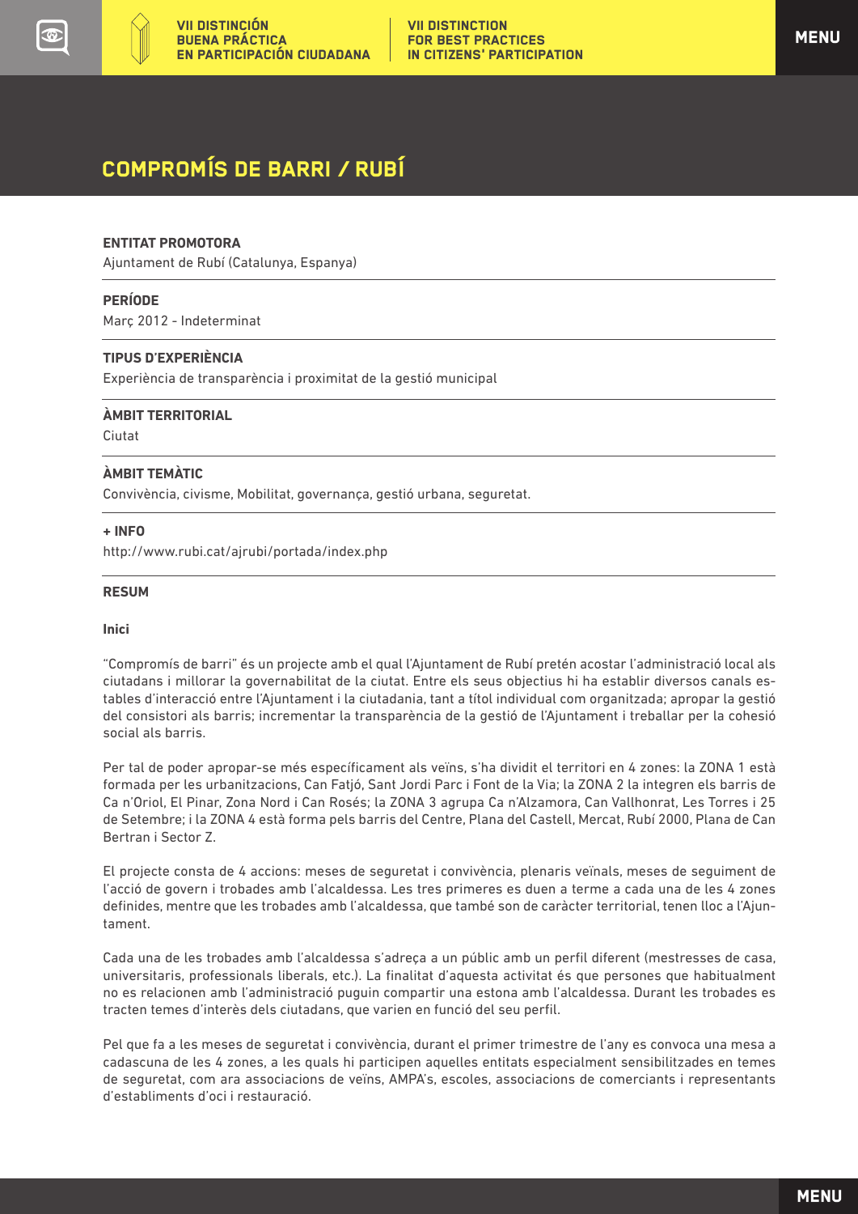# COMPROMÍS DE BARRI / RUBÍ

**ENTITAT PROMOTORA**

Ajuntament de Rubí (Catalunya, Espanya)

**PERÍODE**

Març 2012 - Indeterminat

**TIPUS D'EXPERIÈNCIA**

Experiència de transparència i proximitat de la gestió municipal

**ÀMBIT TERRITORIAL**

Ciutat

**ÀMBIT TEMÀTIC**

Convivència, civisme, Mobilitat, governança, gestió urbana, seguretat.

**+ INFO**

http://www.rubi.cat/ajrubi/portada/index.php

**RESUM**

**Inici**

"Compromís de barri" és un projecte amb el qual l'Ajuntament de Rubí pretén acostar l'administració local als ciutadans i millorar la governabilitat de la ciutat. Entre els seus objectius hi ha establir diversos canals estables d'interacció entre l'Ajuntament i la ciutadania, tant a títol individual com organitzada; apropar la gestió del consistori als barris; incrementar la transparència de la gestió de l'Ajuntament i treballar per la cohesió social als barris.

Per tal de poder apropar-se més específicament als veïns, s'ha dividit el territori en 4 zones: la ZONA 1 està formada per les urbanitzacions, Can Fatjó, Sant Jordi Parc i Font de la Via; la ZONA 2 la integren els barris de Ca n'Oriol, El Pinar, Zona Nord i Can Rosés; la ZONA 3 agrupa Ca n'Alzamora, Can Vallhonrat, Les Torres i 25 de Setembre; i la ZONA 4 està forma pels barris del Centre, Plana del Castell, Mercat, Rubí 2000, Plana de Can Bertran i Sector Z.

El projecte consta de 4 accions: meses de seguretat i convivència, plenaris veïnals, meses de seguiment de l'acció de govern i trobades amb l'alcaldessa. Les tres primeres es duen a terme a cada una de les 4 zones definides, mentre que les trobades amb l'alcaldessa, que també son de caràcter territorial, tenen lloc a l'Ajuntament.

Cada una de les trobades amb l'alcaldessa s'adreça a un públic amb un perfil diferent (mestresses de casa, universitaris, professionals liberals, etc.). La finalitat d'aquesta activitat és que persones que habitualment no es relacionen amb l'administració puguin compartir una estona amb l'alcaldessa. Durant les trobades es tracten temes d'interès dels ciutadans, que varien en funció del seu perfil.

Pel que fa a les meses de seguretat i convivència, durant el primer trimestre de l'any es convoca una mesa a cadascuna de les 4 zones, a les quals hi participen aquelles entitats especialment sensibilitzades en temes de seguretat, com ara associacions de veïns, AMPA's, escoles, associacions de comerciants i representants d'establiments d'oci i restauració.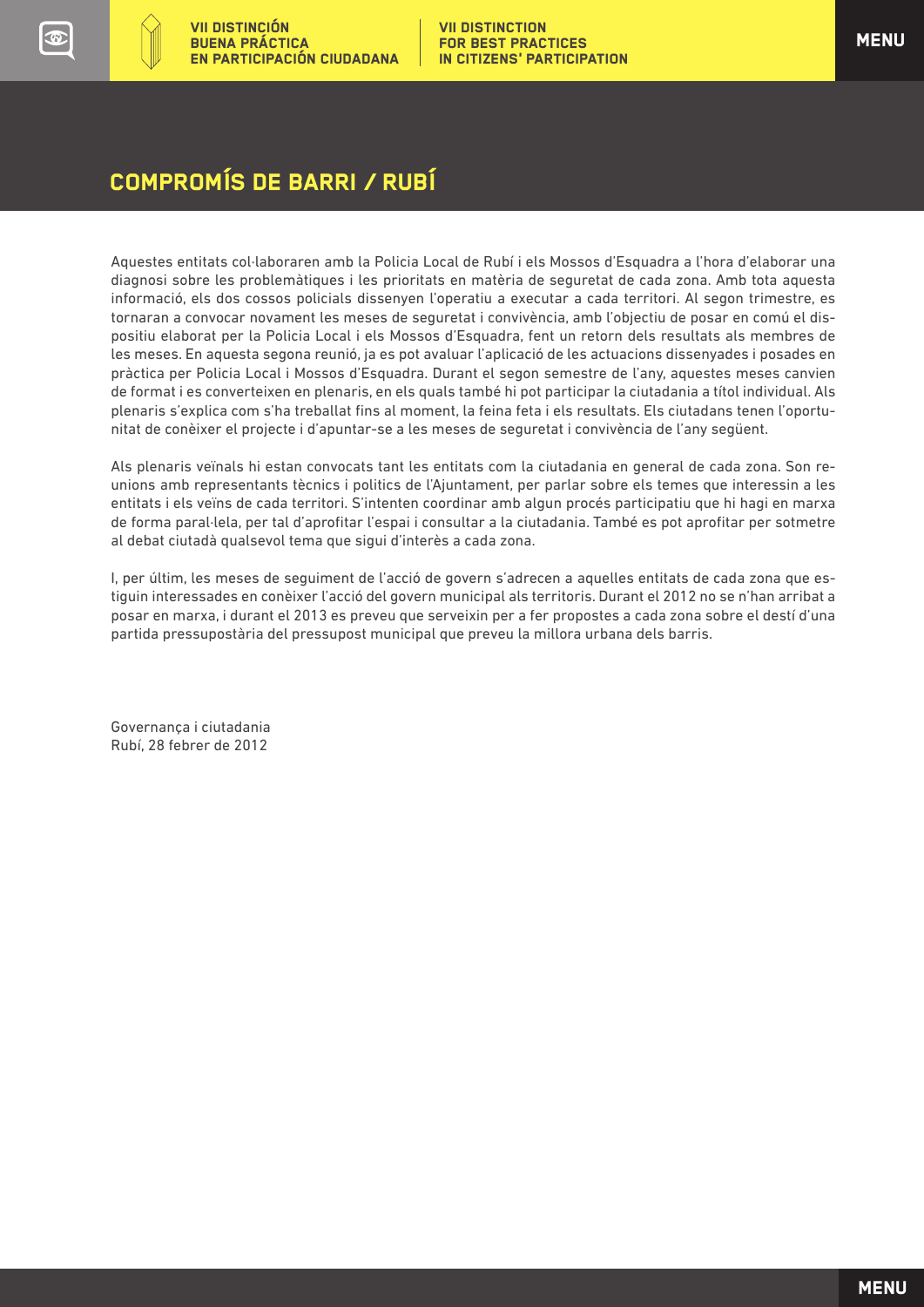# COMPROMÍS DE BARRI / RUBÍ

Aquestes entitats col·laboraren amb la Policia Local de Rubí i els Mossos d'Esquadra a l'hora d'elaborar una diagnosi sobre les problemàtiques i les prioritats en matèria de seguretat de cada zona. Amb tota aquesta informació, els dos cossos policials dissenyen l'operatiu a executar a cada territori. Al segon trimestre, es tornaran a convocar novament les meses de seguretat i convivència, amb l'objectiu de posar en comú el dispositiu elaborat per la Policia Local i els Mossos d'Esquadra, fent un retorn dels resultats als membres de les meses. En aquesta segona reunió, ja es pot avaluar l'aplicació de les actuacions dissenyades i posades en pràctica per Policia Local i Mossos d'Esquadra. Durant el segon semestre de l'any, aquestes meses canvien de format i es converteixen en plenaris, en els quals també hi pot participar la ciutadania a títol individual. Als plenaris s'explica com s'ha treballat fins al moment, la feina feta i els resultats. Els ciutadans tenen l'oportunitat de conèixer el projecte i d'apuntar-se a les meses de seguretat i convivència de l'any següent.

Als plenaris veïnals hi estan convocats tant les entitats com la ciutadania en general de cada zona. Son reunions amb representants tècnics i politics de l'Ajuntament, per parlar sobre els temes que interessin a les entitats i els veïns de cada territori. S'intenten coordinar amb algun procés participatiu que hi hagi en marxa de forma paral·lela, per tal d'aprofitar l'espai i consultar a la ciutadania. També es pot aprofitar per sotmetre al debat ciutadà qualsevol tema que sigui d'interès a cada zona.

I, per últim, les meses de seguiment de l'acció de govern s'adrecen a aquelles entitats de cada zona que estiguin interessades en conèixer l'acció del govern municipal als territoris. Durant el 2012 no se n'han arribat a posar en marxa, i durant el 2013 es preveu que serveixin per a fer propostes a cada zona sobre el destí d'una partida pressupostària del pressupost municipal que preveu la millora urbana dels barris.

Governança i ciutadania
Rubí, 28 febrer de 2012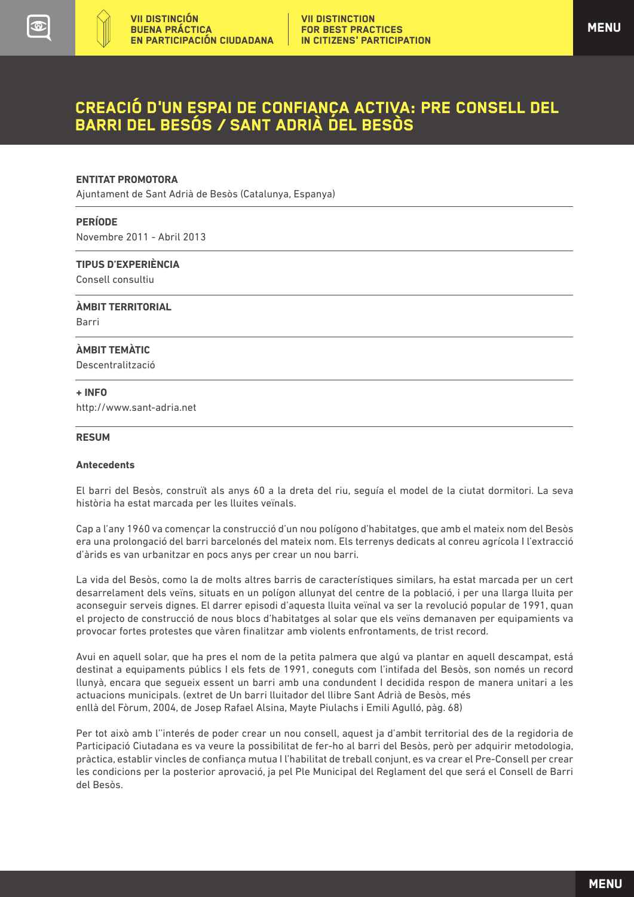# CREACIÓ D'UN ESPAI DE CONFIANÇA ACTIVA: PRE CONSELL DEL BARRI DEL BESÓS / SANT ADRIÀ DEL BESÒS

**ENTITAT PROMOTORA**

Ajuntament de Sant Adrià de Besòs (Catalunya, Espanya)

**PERÍODE**

Novembre 2011 - Abril 2013

**TIPUS D'EXPERIÈNCIA**

Consell consultiu

**ÀMBIT TERRITORIAL**

Barri

**ÀMBIT TEMÀTIC**

Descentralització

**+ INFO**

http://www.sant-adria.net

**RESUM**

**Antecedents**

El barri del Besòs, construït als anys 60 a la dreta del riu, seguía el model de la ciutat dormitori. La seva història ha estat marcada per les lluites veïnals.

Cap a l'any 1960 va començar la construcció d'un nou polígono d'habitatges, que amb el mateix nom del Besòs era una prolongació del barri barcelonés del mateix nom. Els terrenys dedicats al conreu agrícola I l'extracció d'àrids es van urbanitzar en pocs anys per crear un nou barri.

La vida del Besòs, como la de molts altres barris de característiques similars, ha estat marcada per un cert desarrelament dels veïns, situats en un polígon allunyat del centre de la població, i per una llarga lluita per aconseguir serveis dignes. El darrer episodi d'aquesta lluita veïnal va ser la revolució popular de 1991, quan el projecto de construcció de nous blocs d'habitatges al solar que els veïns demanaven per equipamients va provocar fortes protestes que vàren finalitzar amb violents enfrontaments, de trist record.

Avui en aquell solar, que ha pres el nom de la petita palmera que algú va plantar en aquell descampat, está destinat a equipaments públics I els fets de 1991, coneguts com l'intifada del Besòs, son només un record llunyà, encara que segueix essent un barri amb una condundent I decidida respon de manera unitari a les actuacions municipals. (extret de Un barri lluitador del llibre Sant Adrià de Besòs, més enllà del Fòrum, 2004, de Josep Rafael Alsina, Mayte Piulachs i Emili Agulló, pàg. 68)

Per tot això amb l''interés de poder crear un nou consell, aquest ja d'ambit territorial des de la regidoria de Participació Ciutadana es va veure la possibilitat de fer-ho al barri del Besòs, però per adquirir metodologia, pràctica, establir vincles de confiança mutua I l'habilitat de treball conjunt, es va crear el Pre-Consell per crear les condicions per la posterior aprovació, ja pel Ple Municipal del Reglament del que será el Consell de Barri del Besòs.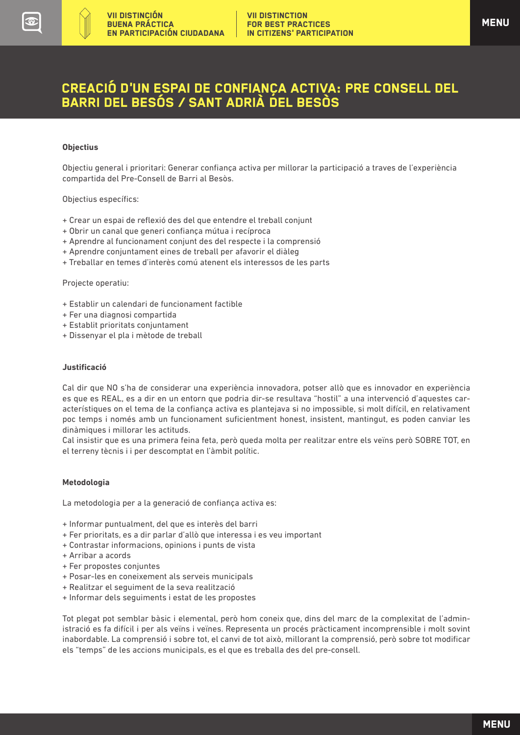# CREACIÓ D'UN ESPAI DE CONFIANÇA ACTIVA: PRE CONSELL DEL BARRI DEL BESÓS / SANT ADRIÀ DEL BESÒS

**Objectius**

Objectiu general i prioritari: Generar confiança activa per millorar la participació a traves de l'experiència compartida del Pre-Consell de Barri al Besòs.

Objectius específics:

+ Crear un espai de reflexió des del que entendre el treball conjunt
+ Obrir un canal que generi confiança mútua i recíproca
+ Aprendre al funcionament conjunt des del respecte i la comprensió
+ Aprendre conjuntament eines de treball per afavorir el diàleg
+ Treballar en temes d'interès comú atenent els interessos de les parts

Projecte operatiu:

+ Establir un calendari de funcionament factible
+ Fer una diagnosi compartida
+ Establit prioritats conjuntament
+ Dissenyar el pla i mètode de treball

**Justificació**

Cal dir que NO s'ha de considerar una experiència innovadora, potser allò que es innovador en experiència es que es REAL, es a dir en un entorn que podria dir-se resultava "hostil" a una intervenció d'aquestes característiques on el tema de la confiança activa es plantejava si no impossible, si molt difícil, en relativament poc temps i només amb un funcionament suficientment honest, insistent, mantingut, es poden canviar les dinàmiques i millorar les actituds.

Cal insistir que es una primera feina feta, però queda molta per realitzar entre els veïns però SOBRE TOT, en el terreny tècnis i i per descomptat en l'àmbit polític.

**Metodologia**

La metodologia per a la generació de confiança activa es:

+ Informar puntualment, del que es interès del barri
+ Fer prioritats, es a dir parlar d'allò que interessa i es veu important
+ Contrastar informacions, opinions i punts de vista
+ Arribar a acords
+ Fer propostes conjuntes
+ Posar-les en coneixement als serveis municipals
+ Realitzar el seguiment de la seva realització
+ Informar dels seguiments i estat de les propostes

Tot plegat pot semblar bàsic i elemental, però hom coneix que, dins del marc de la complexitat de l'administració es fa difícil i per als veïns i veïnes. Representa un procés pràcticament incomprensible i molt sovint inabordable. La comprensió i sobre tot, el canvi de tot això, millorant la comprensió, però sobre tot modificar els "temps" de les accions municipals, es el que es treballa des del pre-consell.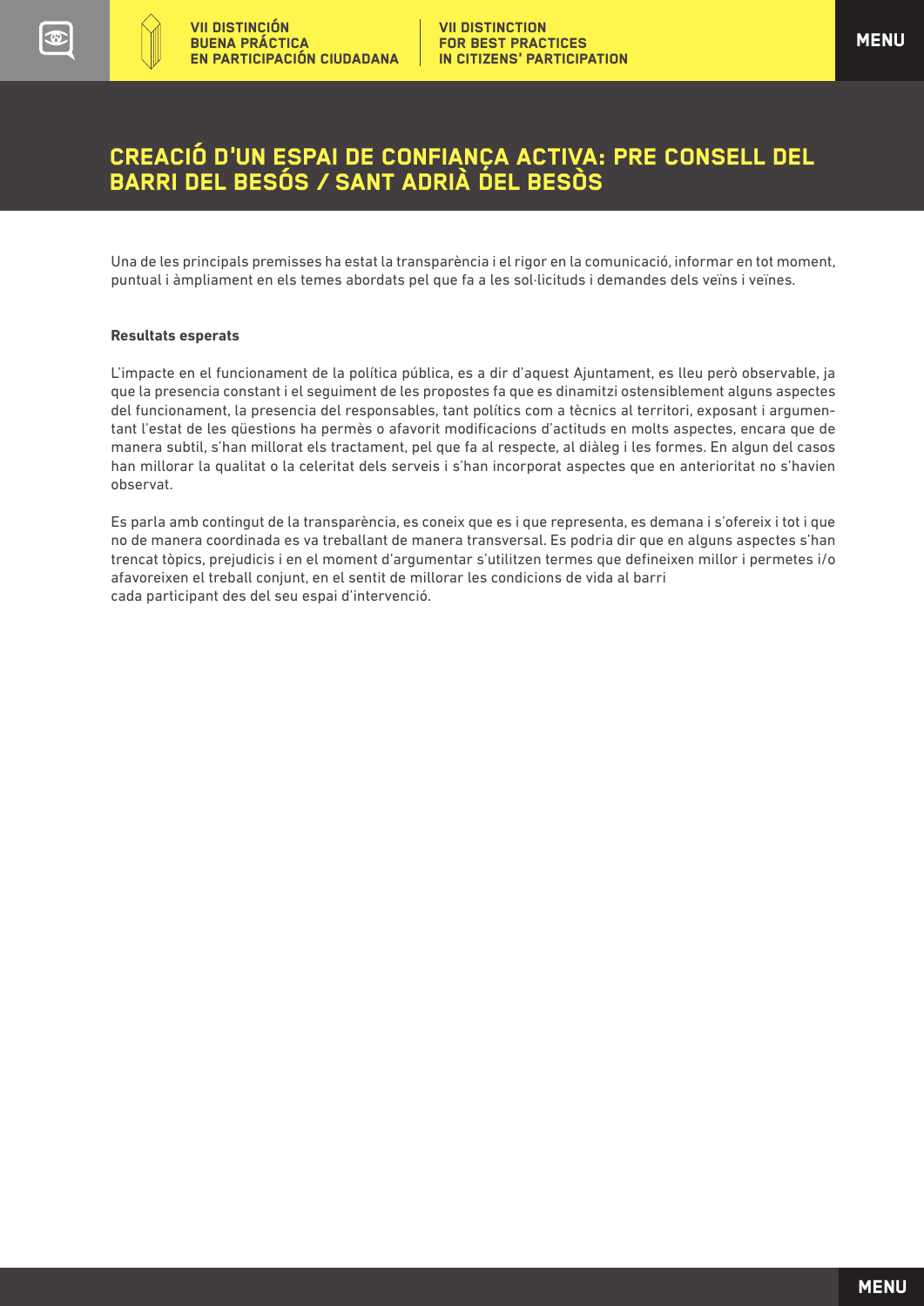# CREACIÓ D'UN ESPAI DE CONFIANÇA ACTIVA: PRE CONSELL DEL BARRI DEL BESÓS / SANT ADRIÀ DEL BESÒS

Una de les principals premisses ha estat la transparència i el rigor en la comunicació, informar en tot moment, puntual i àmpliament en els temes abordats pel que fa a les sol·licituds i demandes dels veïns i veïnes.

**Resultats esperats**

L'impacte en el funcionament de la política pública, es a dir d'aquest Ajuntament, es lleu però observable, ja que la presencia constant i el seguiment de les propostes fa que es dinamitzi ostensiblement alguns aspectes del funcionament, la presencia del responsables, tant polítics com a tècnics al territori, exposant i argumentant l'estat de les qüestions ha permès o afavorit modificacions d'actituds en molts aspectes, encara que de manera subtil, s'han millorat els tractament, pel que fa al respecte, al diàleg i les formes. En algun del casos han millorar la qualitat o la celeritat dels serveis i s'han incorporat aspectes que en anterioritat no s'havien observat.

Es parla amb contingut de la transparència, es coneix que es i que representa, es demana i s'ofereix i tot i que no de manera coordinada es va treballant de manera transversal. Es podria dir que en alguns aspectes s'han trencat tòpics, prejudicis i en el moment d'argumentar s'utilitzen termes que defineixen millor i permetes i/o afavoreixen el treball conjunt, en el sentit de millorar les condicions de vida al barri cada participant des del seu espai d'intervenció.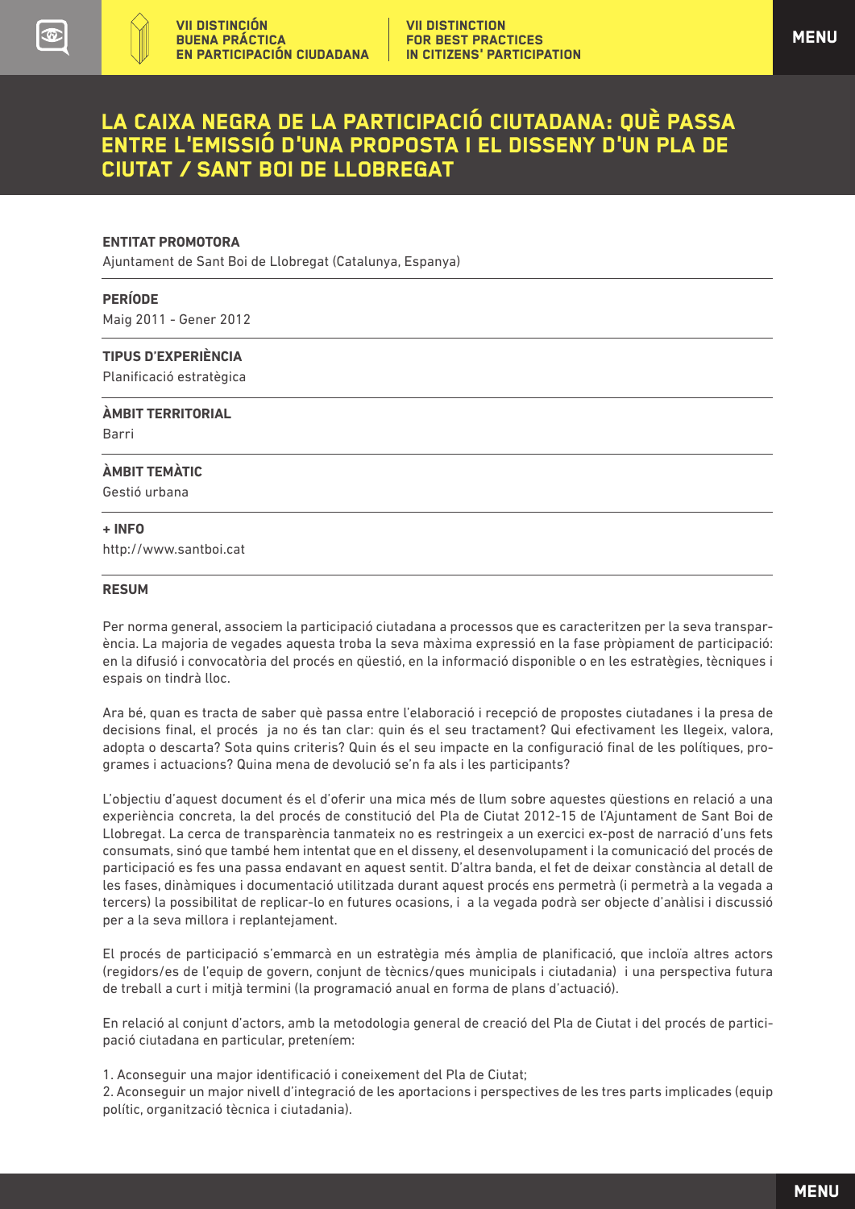# LA CAIXA NEGRA DE LA PARTICIPACIÓ CIUTADANA: QUÈ PASSA ENTRE L'EMISSIÓ D'UNA PROPOSTA I EL DISSENY D'UN PLA DE CIUTAT / SANT BOI DE LLOBREGAT

**ENTITAT PROMOTORA**

Ajuntament de Sant Boi de Llobregat (Catalunya, Espanya)

**PERÍODE**

Maig 2011 - Gener 2012

**TIPUS D'EXPERIÈNCIA**

Planificació estratègica

**ÀMBIT TERRITORIAL**

Barri

**ÀMBIT TEMÀTIC**

Gestió urbana

**+ INFO**

http://www.santboi.cat

**RESUM**

Per norma general, associem la participació ciutadana a processos que es caracteritzen per la seva transparència. La majoria de vegades aquesta troba la seva màxima expressió en la fase pròpiament de participació: en la difusió i convocatòria del procés en qüestió, en la informació disponible o en les estratègies, tècniques i espais on tindrà lloc.

Ara bé, quan es tracta de saber què passa entre l'elaboració i recepció de propostes ciutadanes i la presa de decisions final, el procés ja no és tan clar: quin és el seu tractament? Qui efectivament les llegeix, valora, adopta o descarta? Sota quins criteris? Quin és el seu impacte en la configuració final de les polítiques, programes i actuacions? Quina mena de devolució se'n fa als i les participants?

L'objectiu d'aquest document és el d'oferir una mica més de llum sobre aquestes qüestions en relació a una experiència concreta, la del procés de constitució del Pla de Ciutat 2012-15 de l'Ajuntament de Sant Boi de Llobregat. La cerca de transparència tanmateix no es restringeix a un exercici ex-post de narració d'uns fets consumats, sinó que també hem intentat que en el disseny, el desenvolupament i la comunicació del procés de participació es fes una passa endavant en aquest sentit. D'altra banda, el fet de deixar constància al detall de les fases, dinàmiques i documentació utilitzada durant aquest procés ens permetrà (i permetrà a la vegada a tercers) la possibilitat de replicar-lo en futures ocasions, i a la vegada podrà ser objecte d'anàlisi i discussió per a la seva millora i replantejament.

El procés de participació s'emmarcà en un estratègia més àmplia de planificació, que incloïa altres actors (regidors/es de l'equip de govern, conjunt de tècnics/ques municipals i ciutadania) i una perspectiva futura de treball a curt i mitjà termini (la programació anual en forma de plans d'actuació).

En relació al conjunt d'actors, amb la metodologia general de creació del Pla de Ciutat i del procés de participació ciutadana en particular, preteníem:

1. Aconseguir una major identificació i coneixement del Pla de Ciutat;
2. Aconseguir un major nivell d'integració de les aportacions i perspectives de les tres parts implicades (equip polític, organització tècnica i ciutadania).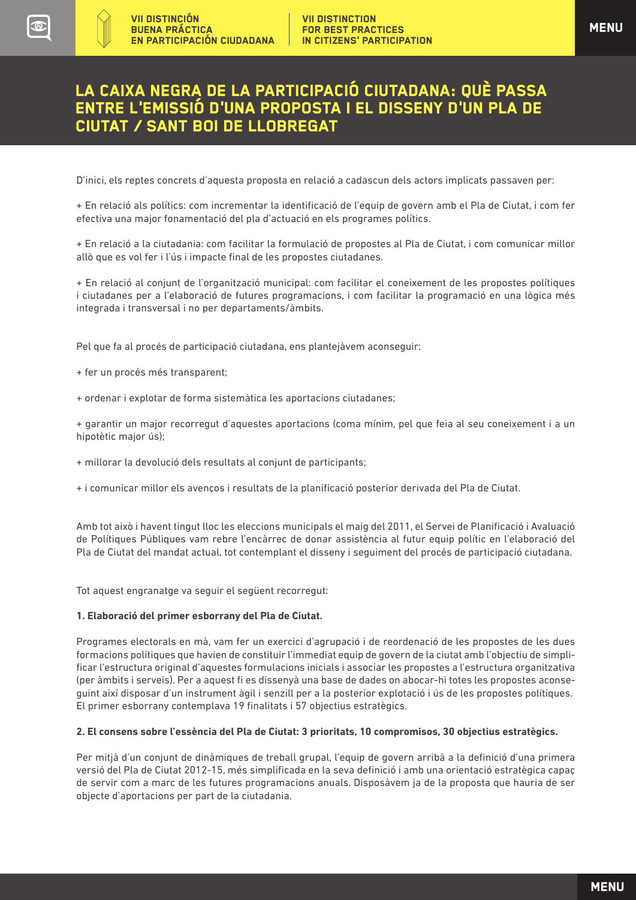# LA CAIXA NEGRA DE LA PARTICIPACIÓ CIUTADANA: QUÈ PASSA ENTRE L'EMISSIÓ D'UNA PROPOSTA I EL DISSENY D'UN PLA DE CIUTAT / SANT BOI DE LLOBREGAT

D'inici, els reptes concrets d'aquesta proposta en relació a cadascun dels actors implicats passaven per:

+ En relació als polítics: com incrementar la identificació de l'equip de govern amb el Pla de Ciutat, i com fer efectiva una major fonamentació del pla d'actuació en els programes polítics.

+ En relació a la ciutadania: com facilitar la formulació de propostes al Pla de Ciutat, i com comunicar millor allò que es vol fer i l'ús i impacte final de les propostes ciutadanes.

+ En relació al conjunt de l'organització municipal: com facilitar el coneixement de les propostes polítiques i ciutadanes per a l'elaboració de futures programacions, i com facilitar la programació en una lògica més integrada i transversal i no per departaments/àmbits.

Pel que fa al procés de participació ciutadana, ens plantejàvem aconseguir:

+ fer un procés més transparent;

+ ordenar i explotar de forma sistemàtica les aportacions ciutadanes;

+ garantir un major recorregut d'aquestes aportacions (coma mínim, pel que feia al seu coneixement i a un hipotètic major ús);

+ millorar la devolució dels resultats al conjunt de participants;

+ i comunicar millor els avenços i resultats de la planificació posterior derivada del Pla de Ciutat.

Amb tot això i havent tingut lloc les eleccions municipals el maig del 2011, el Servei de Planificació i Avaluació de Polítiques Públiques vam rebre l'encàrrec de donar assistència al futur equip polític en l'elaboració del Pla de Ciutat del mandat actual, tot contemplant el disseny i seguiment del procés de participació ciutadana.

Tot aquest engranatge va seguir el següent recorregut:

**1. Elaboració del primer esborrany del Pla de Ciutat.**

Programes electorals en mà, vam fer un exercici d'agrupació i de reordenació de les propostes de les dues formacions polítiques que havien de constituir l'immediat equip de govern de la ciutat amb l'objectiu de simplificar l'estructura original d'aquestes formulacions inicials i associar les propostes a l'estructura organitzativa (per àmbits i serveis). Per a aquest fi es dissenyà una base de dades on abocar-hi totes les propostes aconseguint així disposar d'un instrument àgil i senzill per a la posterior explotació i ús de les propostes polítiques. El primer esborrany contemplava 19 finalitats i 57 objectius estratègics.

**2. El consens sobre l'essència del Pla de Ciutat: 3 prioritats, 10 compromisos, 30 objectius estratègics.**

Per mitjà d'un conjunt de dinàmiques de treball grupal, l'equip de govern arribà a la definició d'una primera versió del Pla de Ciutat 2012-15, més simplificada en la seva definició i amb una orientació estratègica capaç de servir com a marc de les futures programacions anuals. Disposàvem ja de la proposta que hauria de ser objecte d'aportacions per part de la ciutadania.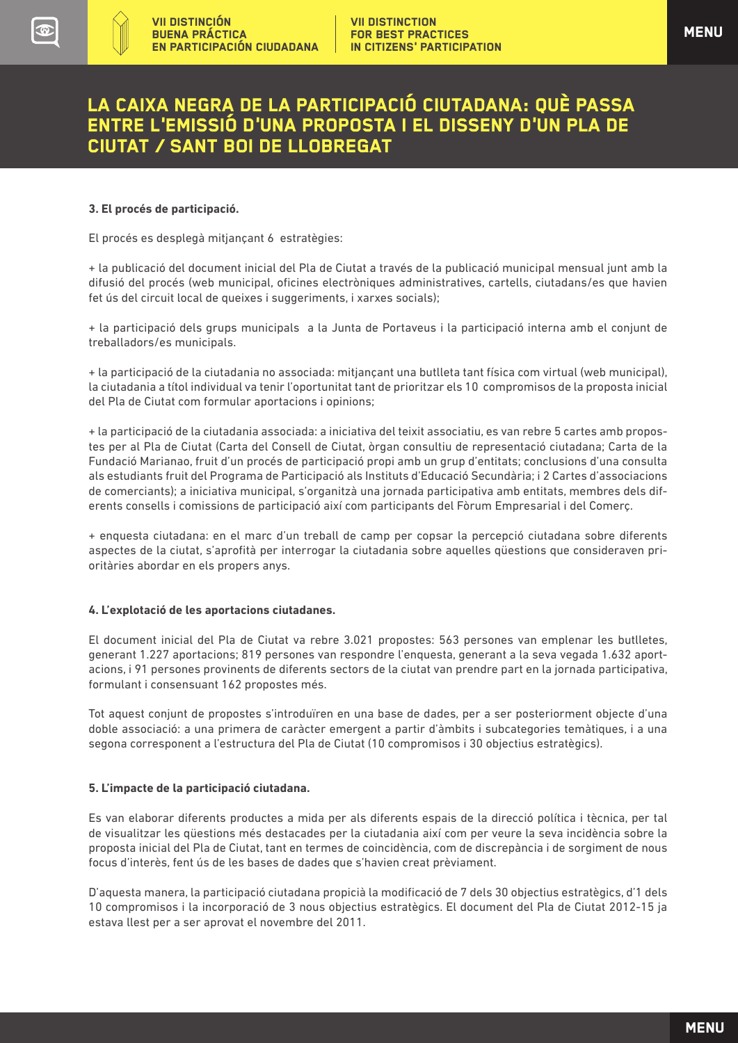# LA CAIXA NEGRA DE LA PARTICIPACIÓ CIUTADANA: QUÈ PASSA ENTRE L'EMISSIÓ D'UNA PROPOSTA I EL DISSENY D'UN PLA DE CIUTAT / SANT BOI DE LLOBREGAT

**3. El procés de participació.**

El procés es desplegà mitjançant 6 estratègies:

+ la publicació del document inicial del Pla de Ciutat a través de la publicació municipal mensual junt amb la difusió del procés (web municipal, oficines electròniques administratives, cartells, ciutadans/es que havien fet ús del circuit local de queixes i suggeriments, i xarxes socials);

+ la participació dels grups municipals a la Junta de Portaveus i la participació interna amb el conjunt de treballadors/es municipals.

+ la participació de la ciutadania no associada: mitjançant una butlleta tant física com virtual (web municipal), la ciutadania a títol individual va tenir l'oportunitat tant de prioritzar els 10 compromisos de la proposta inicial del Pla de Ciutat com formular aportacions i opinions;

+ la participació de la ciutadania associada: a iniciativa del teixit associatiu, es van rebre 5 cartes amb propostes per al Pla de Ciutat (Carta del Consell de Ciutat, òrgan consultiu de representació ciutadana; Carta de la Fundació Marianao, fruit d'un procés de participació propi amb un grup d'entitats; conclusions d'una consulta als estudiants fruit del Programa de Participació als Instituts d'Educació Secundària; i 2 Cartes d'associacions de comerciants); a iniciativa municipal, s'organitzà una jornada participativa amb entitats, membres dels diferents consells i comissions de participació així com participants del Fòrum Empresarial i del Comerç.

+ enquesta ciutadana: en el marc d'un treball de camp per copsar la percepció ciutadana sobre diferents aspectes de la ciutat, s'aprofità per interrogar la ciutadania sobre aquelles qüestions que consideraven prioritàries abordar en els propers anys.

**4. L'explotació de les aportacions ciutadanes.**

El document inicial del Pla de Ciutat va rebre 3.021 propostes: 563 persones van emplenar les butlletes, generant 1.227 aportacions; 819 persones van respondre l'enquesta, generant a la seva vegada 1.632 aportacions, i 91 persones provinents de diferents sectors de la ciutat van prendre part en la jornada participativa, formulant i consensuant 162 propostes més.

Tot aquest conjunt de propostes s'introduïren en una base de dades, per a ser posteriorment objecte d'una doble associació: a una primera de caràcter emergent a partir d'àmbits i subcategories temàtiques, i a una segona corresponent a l'estructura del Pla de Ciutat (10 compromisos i 30 objectius estratègics).

**5. L'impacte de la participació ciutadana.**

Es van elaborar diferents productes a mida per als diferents espais de la direcció política i tècnica, per tal de visualitzar les qüestions més destacades per la ciutadania així com per veure la seva incidència sobre la proposta inicial del Pla de Ciutat, tant en termes de coincidència, com de discrepància i de sorgiment de nous focus d'interès, fent ús de les bases de dades que s'havien creat prèviament.

D'aquesta manera, la participació ciutadana propicià la modificació de 7 dels 30 objectius estratègics, d'1 dels 10 compromisos i la incorporació de 3 nous objectius estratègics. El document del Pla de Ciutat 2012-15 ja estava llest per a ser aprovat el novembre del 2011.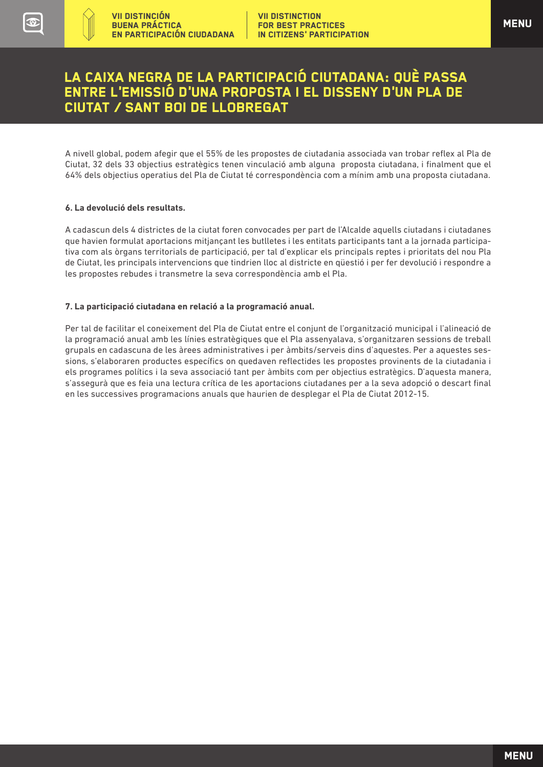# LA CAIXA NEGRA DE LA PARTICIPACIÓ CIUTADANA: QUÈ PASSA ENTRE L'EMISSIÓ D'UNA PROPOSTA I EL DISSENY D'UN PLA DE CIUTAT / SANT BOI DE LLOBREGAT

A nivell global, podem afegir que el 55% de les propostes de ciutadania associada van trobar reflex al Pla de Ciutat, 32 dels 33 objectius estratègics tenen vinculació amb alguna proposta ciutadana, i finalment que el 64% dels objectius operatius del Pla de Ciutat té correspondència com a mínim amb una proposta ciutadana.

**6. La devolució dels resultats.**

A cadascun dels 4 districtes de la ciutat foren convocades per part de l'Alcalde aquells ciutadans i ciutadanes que havien formulat aportacions mitjançant les butlletes i les entitats participants tant a la jornada participativa com als òrgans territorials de participació, per tal d'explicar els principals reptes i prioritats del nou Pla de Ciutat, les principals intervencions que tindrien lloc al districte en qüestió i per fer devolució i respondre a les propostes rebudes i transmetre la seva correspondència amb el Pla.

**7. La participació ciutadana en relació a la programació anual.**

Per tal de facilitar el coneixement del Pla de Ciutat entre el conjunt de l'organització municipal i l'alineació de la programació anual amb les línies estratègiques que el Pla assenyalava, s'organitzaren sessions de treball grupals en cadascuna de les àrees administratives i per àmbits/serveis dins d'aquestes. Per a aquestes sessions, s'elaboraren productes específics on quedaven reflectides les propostes provinents de la ciutadania i els programes polítics i la seva associació tant per àmbits com per objectius estratègics. D'aquesta manera, s'assegurà que es feia una lectura crítica de les aportacions ciutadanes per a la seva adopció o descart final en les successives programacions anuals que haurien de desplegar el Pla de Ciutat 2012-15.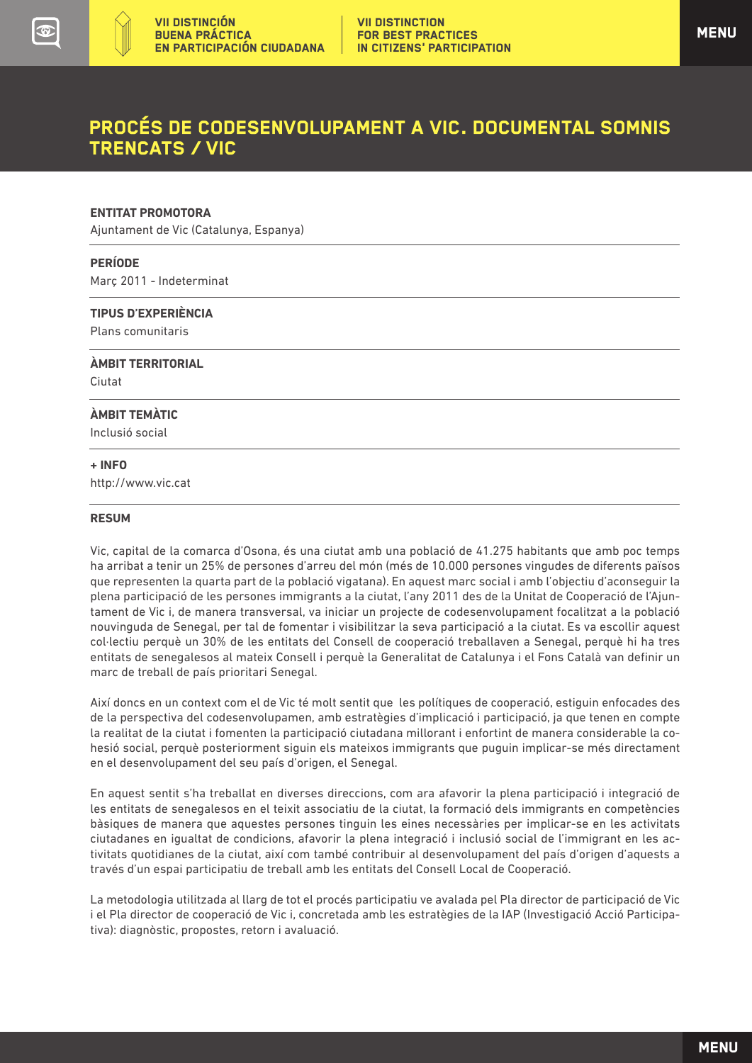# PROCÉS DE CODESENVOLUPAMENT A VIC. DOCUMENTAL SOMNIS TRENCATS / VIC

**ENTITAT PROMOTORA**

Ajuntament de Vic (Catalunya, Espanya)

**PERÍODE**

Març 2011 - Indeterminat

**TIPUS D'EXPERIÈNCIA**

Plans comunitaris

**ÀMBIT TERRITORIAL**

Ciutat

**ÀMBIT TEMÀTIC**

Inclusió social

**+ INFO**

http://www.vic.cat

**RESUM**

Vic, capital de la comarca d'Osona, és una ciutat amb una població de 41.275 habitants que amb poc temps ha arribat a tenir un 25% de persones d'arreu del món (més de 10.000 persones vingudes de diferents països que representen la quarta part de la població vigatana). En aquest marc social i amb l'objectiu d'aconseguir la plena participació de les persones immigrants a la ciutat, l'any 2011 des de la Unitat de Cooperació de l'Ajuntament de Vic i, de manera transversal, va iniciar un projecte de codesenvolupament focalitzat a la població nouvinguda de Senegal, per tal de fomentar i visibilitzar la seva participació a la ciutat. Es va escollir aquest col·lectiu perquè un 30% de les entitats del Consell de cooperació treballaven a Senegal, perquè hi ha tres entitats de senegalesos al mateix Consell i perquè la Generalitat de Catalunya i el Fons Català van definir un marc de treball de país prioritari Senegal.

Així doncs en un context com el de Vic té molt sentit que les polítiques de cooperació, estiguin enfocades des de la perspectiva del codesenvolupamen, amb estratègies d'implicació i participació, ja que tenen en compte la realitat de la ciutat i fomenten la participació ciutadana millorant i enfortint de manera considerable la cohesió social, perquè posteriorment siguin els mateixos immigrants que puguin implicar-se més directament en el desenvolupament del seu país d'origen, el Senegal.

En aquest sentit s'ha treballat en diverses direccions, com ara afavorir la plena participació i integració de les entitats de senegalesos en el teixit associatiu de la ciutat, la formació dels immigrants en competències bàsiques de manera que aquestes persones tinguin les eines necessàries per implicar-se en les activitats ciutadanes en igualtat de condicions, afavorir la plena integració i inclusió social de l'immigrant en les activitats quotidianes de la ciutat, així com també contribuir al desenvolupament del país d'origen d'aquests a través d'un espai participatiu de treball amb les entitats del Consell Local de Cooperació.

La metodologia utilitzada al llarg de tot el procés participatiu ve avalada pel Pla director de participació de Vic i el Pla director de cooperació de Vic i, concretada amb les estratègies de la IAP (Investigació Acció Participativa): diagnòstic, propostes, retorn i avaluació.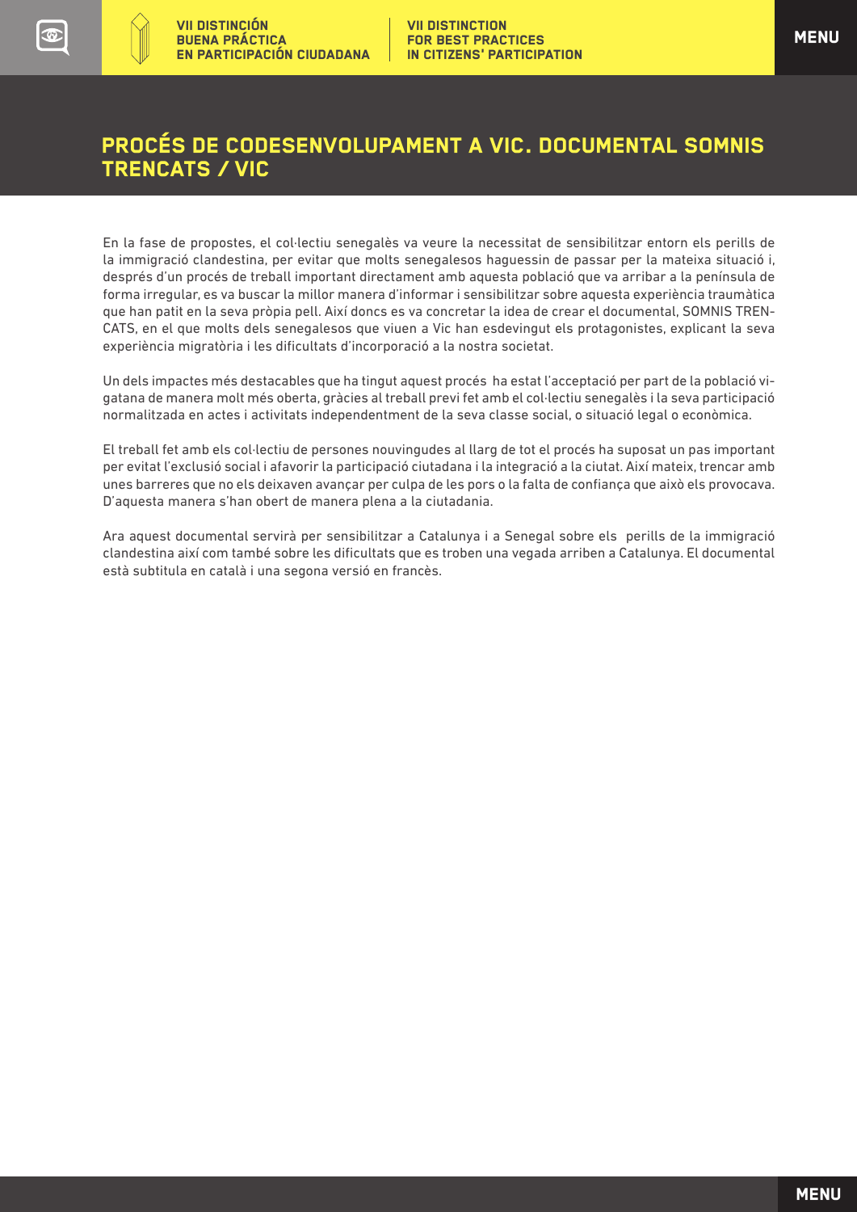## PROCÉS DE CODESENVOLUPAMENT A VIC. DOCUMENTAL SOMNIS TRENCATS / VIC

En la fase de propostes, el col·lectiu senegalès va veure la necessitat de sensibilitzar entorn els perills de la immigració clandestina, per evitar que molts senegalesos haguessin de passar per la mateixa situació i, després d'un procés de treball important directament amb aquesta població que va arribar a la península de forma irregular, es va buscar la millor manera d'informar i sensibilitzar sobre aquesta experiència traumàtica que han patit en la seva pròpia pell. Així doncs es va concretar la idea de crear el documental, SOMNIS TRENCATS, en el que molts dels senegalesos que viuen a Vic han esdevingut els protagonistes, explicant la seva experiència migratòria i les dificultats d'incorporació a la nostra societat.

Un dels impactes més destacables que ha tingut aquest procés ha estat l'acceptació per part de la població vigatana de manera molt més oberta, gràcies al treball previ fet amb el col·lectiu senegalès i la seva participació normalitzada en actes i activitats independentment de la seva classe social, o situació legal o econòmica.

El treball fet amb els col·lectiu de persones nouvingudes al llarg de tot el procés ha suposat un pas important per evitat l'exclusió social i afavorir la participació ciutadana i la integració a la ciutat. Així mateix, trencar amb unes barreres que no els deixaven avançar per culpa de les pors o la falta de confiança que això els provocava. D'aquesta manera s'han obert de manera plena a la ciutadania.

Ara aquest documental servirà per sensibilitzar a Catalunya i a Senegal sobre els perills de la immigració clandestina així com també sobre les dificultats que es troben una vegada arriben a Catalunya. El documental està subtitula en català i una segona versió en francès.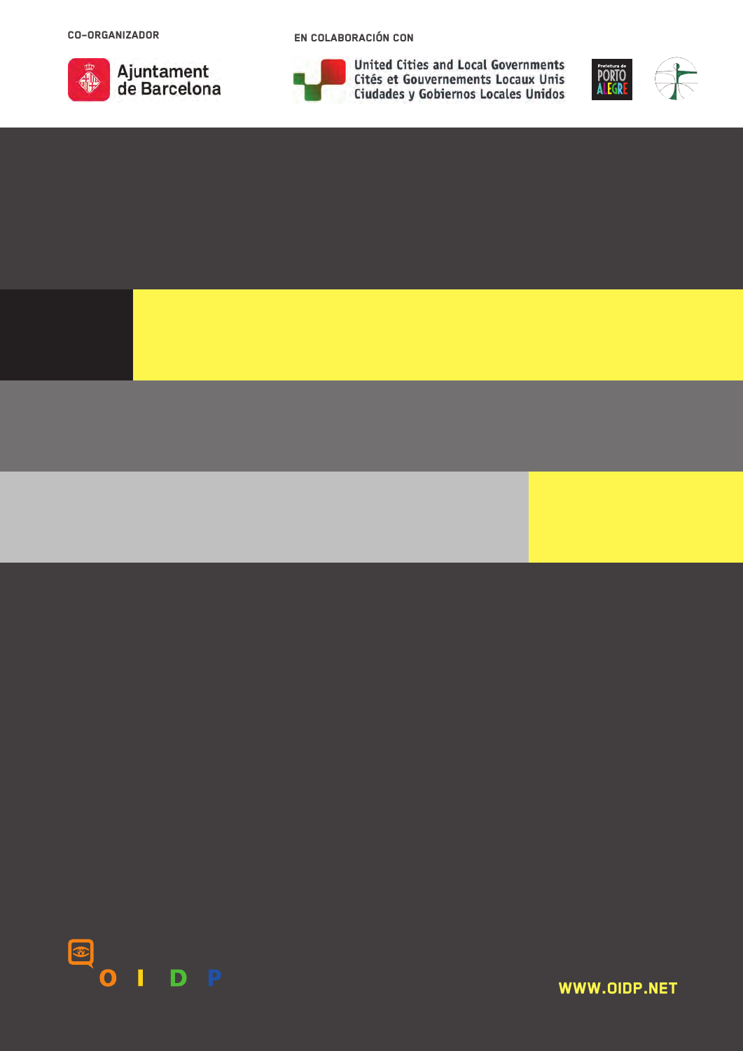CO-ORGANIZADOR

Ajuntament de Barcelona

EN COLABORACIÓN CON

United Cities and Local Governments
Cités et Gouvernements Locaux Unis
Ciudades y Gobiernos Locales Unidos

Prefeitura de PORTO ALEGRE

O I D P

WWW.OIDP.NET